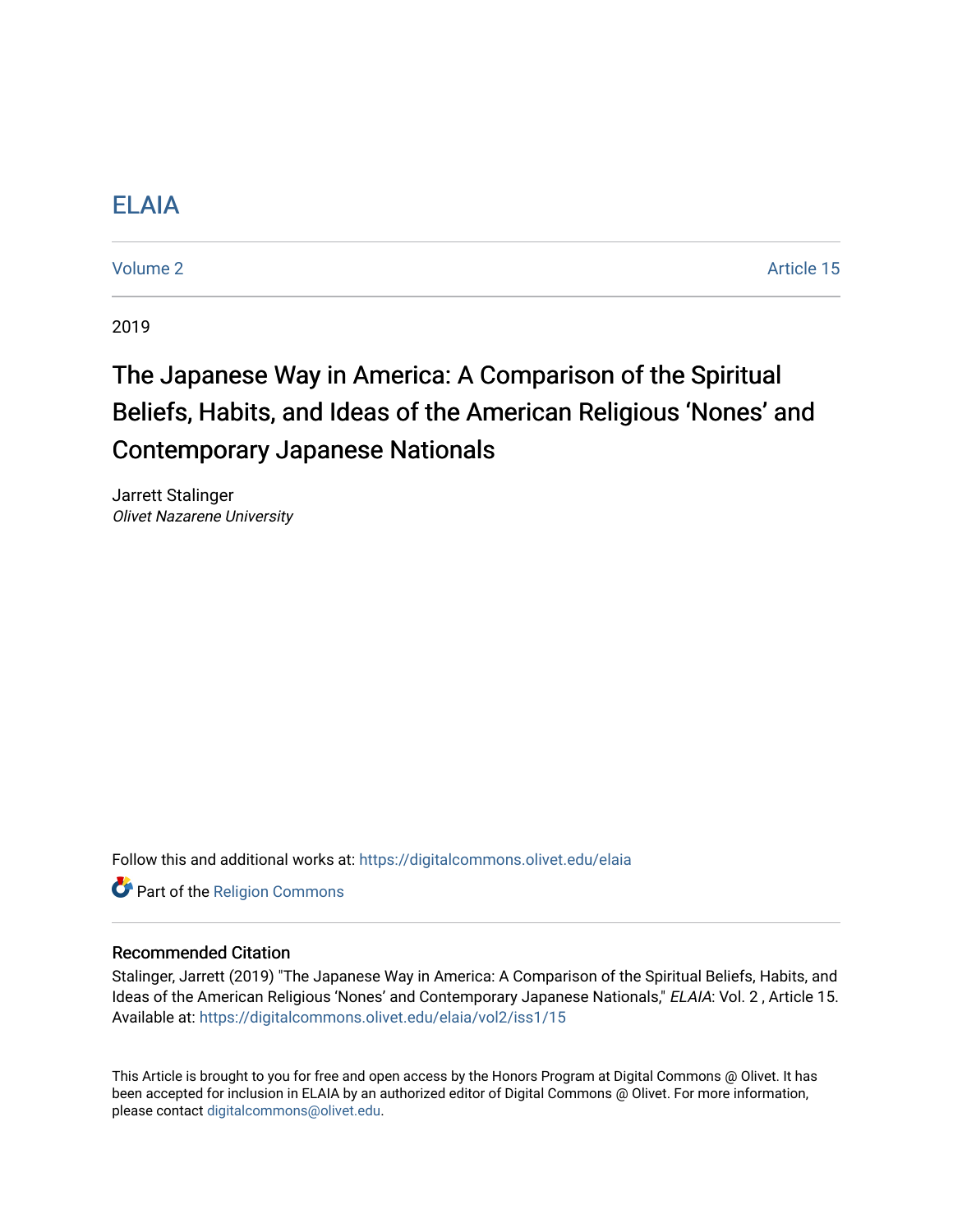ELAIA

Volume 2 | Article 15

2019

# The Japanese Way in America: A Comparison of the Spiritual Beliefs, Habits, and Ideas of the American Religious 'Nones' and Contemporary Japanese Nationals

Jarrett Stalinger
*Olivet Nazarene University*

Follow this and additional works at: https://digitalcommons.olivet.edu/elaia

Part of the Religion Commons

## Recommended Citation

Stalinger, Jarrett (2019) "The Japanese Way in America: A Comparison of the Spiritual Beliefs, Habits, and Ideas of the American Religious 'Nones' and Contemporary Japanese Nationals," *ELAIA*: Vol. 2 , Article 15.
Available at: https://digitalcommons.olivet.edu/elaia/vol2/iss1/15

This Article is brought to you for free and open access by the Honors Program at Digital Commons @ Olivet. It has been accepted for inclusion in ELAIA by an authorized editor of Digital Commons @ Olivet. For more information, please contact digitalcommons@olivet.edu.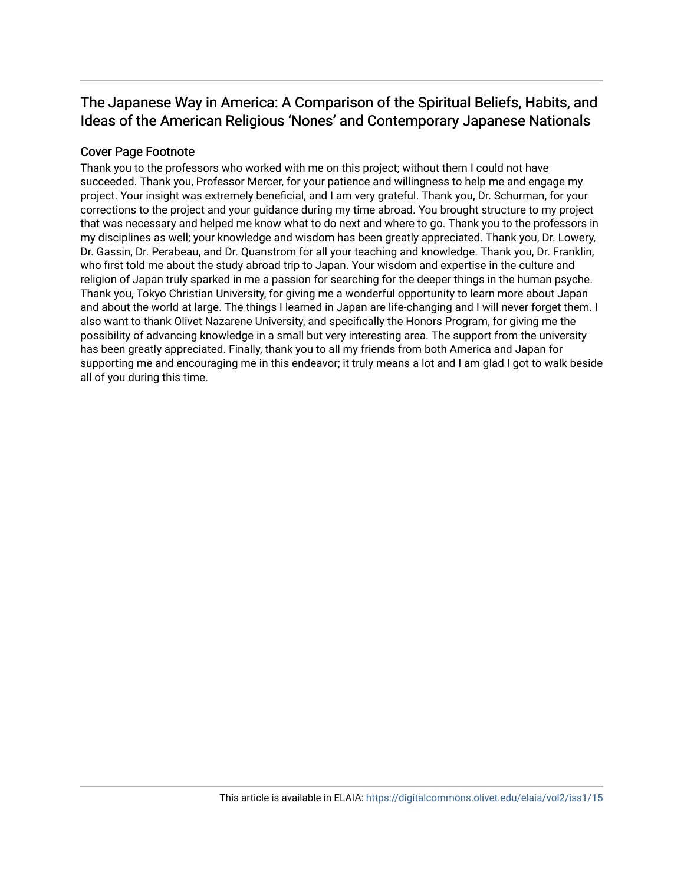# The Japanese Way in America: A Comparison of the Spiritual Beliefs, Habits, and Ideas of the American Religious 'Nones' and Contemporary Japanese Nationals

## Cover Page Footnote

Thank you to the professors who worked with me on this project; without them I could not have succeeded. Thank you, Professor Mercer, for your patience and willingness to help me and engage my project. Your insight was extremely beneficial, and I am very grateful. Thank you, Dr. Schurman, for your corrections to the project and your guidance during my time abroad. You brought structure to my project that was necessary and helped me know what to do next and where to go. Thank you to the professors in my disciplines as well; your knowledge and wisdom has been greatly appreciated. Thank you, Dr. Lowery, Dr. Gassin, Dr. Perabeau, and Dr. Quanstrom for all your teaching and knowledge. Thank you, Dr. Franklin, who first told me about the study abroad trip to Japan. Your wisdom and expertise in the culture and religion of Japan truly sparked in me a passion for searching for the deeper things in the human psyche. Thank you, Tokyo Christian University, for giving me a wonderful opportunity to learn more about Japan and about the world at large. The things I learned in Japan are life-changing and I will never forget them. I also want to thank Olivet Nazarene University, and specifically the Honors Program, for giving me the possibility of advancing knowledge in a small but very interesting area. The support from the university has been greatly appreciated. Finally, thank you to all my friends from both America and Japan for supporting me and encouraging me in this endeavor; it truly means a lot and I am glad I got to walk beside all of you during this time.

This article is available in ELAIA: https://digitalcommons.olivet.edu/elaia/vol2/iss1/15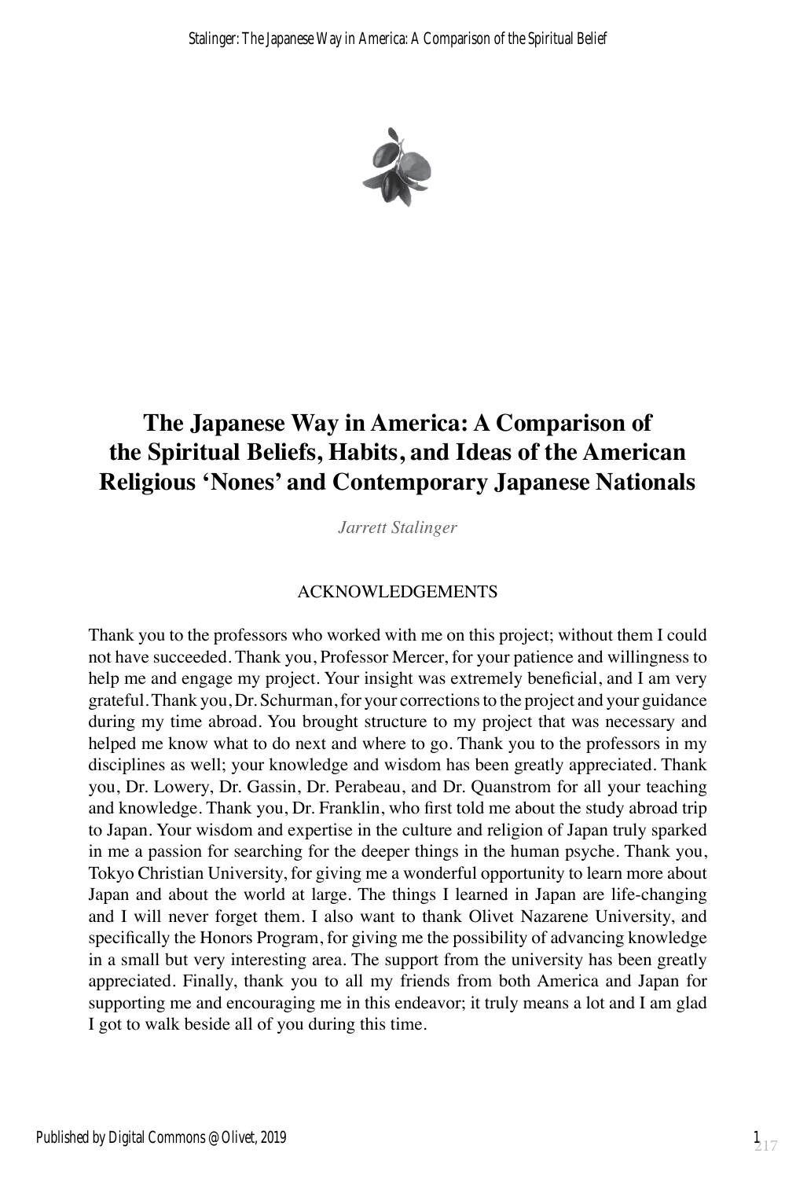# The Japanese Way in America: A Comparison of the Spiritual Beliefs, Habits, and Ideas of the American Religious 'Nones' and Contemporary Japanese Nationals

*Jarrett Stalinger*

## ACKNOWLEDGEMENTS

Thank you to the professors who worked with me on this project; without them I could not have succeeded. Thank you, Professor Mercer, for your patience and willingness to help me and engage my project. Your insight was extremely beneficial, and I am very grateful. Thank you, Dr. Schurman, for your corrections to the project and your guidance during my time abroad. You brought structure to my project that was necessary and helped me know what to do next and where to go. Thank you to the professors in my disciplines as well; your knowledge and wisdom has been greatly appreciated. Thank you, Dr. Lowery, Dr. Gassin, Dr. Perabeau, and Dr. Quanstrom for all your teaching and knowledge. Thank you, Dr. Franklin, who first told me about the study abroad trip to Japan. Your wisdom and expertise in the culture and religion of Japan truly sparked in me a passion for searching for the deeper things in the human psyche. Thank you, Tokyo Christian University, for giving me a wonderful opportunity to learn more about Japan and about the world at large. The things I learned in Japan are life-changing and I will never forget them. I also want to thank Olivet Nazarene University, and specifically the Honors Program, for giving me the possibility of advancing knowledge in a small but very interesting area. The support from the university has been greatly appreciated. Finally, thank you to all my friends from both America and Japan for supporting me and encouraging me in this endeavor; it truly means a lot and I am glad I got to walk beside all of you during this time.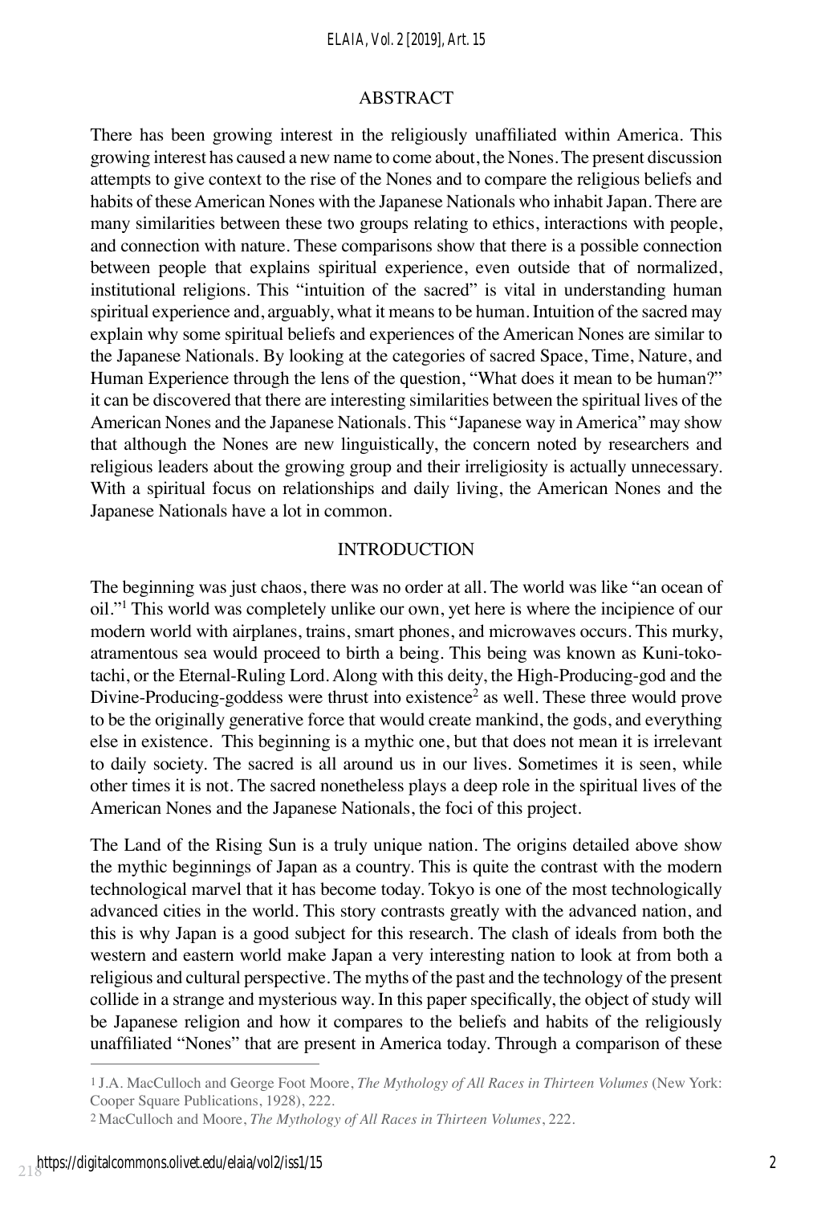## ABSTRACT

There has been growing interest in the religiously unaffiliated within America. This growing interest has caused a new name to come about, the Nones. The present discussion attempts to give context to the rise of the Nones and to compare the religious beliefs and habits of these American Nones with the Japanese Nationals who inhabit Japan. There are many similarities between these two groups relating to ethics, interactions with people, and connection with nature. These comparisons show that there is a possible connection between people that explains spiritual experience, even outside that of normalized, institutional religions. This "intuition of the sacred" is vital in understanding human spiritual experience and, arguably, what it means to be human. Intuition of the sacred may explain why some spiritual beliefs and experiences of the American Nones are similar to the Japanese Nationals. By looking at the categories of sacred Space, Time, Nature, and Human Experience through the lens of the question, "What does it mean to be human?" it can be discovered that there are interesting similarities between the spiritual lives of the American Nones and the Japanese Nationals. This "Japanese way in America" may show that although the Nones are new linguistically, the concern noted by researchers and religious leaders about the growing group and their irreligiosity is actually unnecessary. With a spiritual focus on relationships and daily living, the American Nones and the Japanese Nationals have a lot in common.

## INTRODUCTION

The beginning was just chaos, there was no order at all. The world was like "an ocean of oil."[1] This world was completely unlike our own, yet here is where the incipience of our modern world with airplanes, trains, smart phones, and microwaves occurs. This murky, atramentous sea would proceed to birth a being. This being was known as Kuni-toko-tachi, or the Eternal-Ruling Lord. Along with this deity, the High-Producing-god and the Divine-Producing-goddess were thrust into existence[2] as well. These three would prove to be the originally generative force that would create mankind, the gods, and everything else in existence. This beginning is a mythic one, but that does not mean it is irrelevant to daily society. The sacred is all around us in our lives. Sometimes it is seen, while other times it is not. The sacred nonetheless plays a deep role in the spiritual lives of the American Nones and the Japanese Nationals, the foci of this project.

The Land of the Rising Sun is a truly unique nation. The origins detailed above show the mythic beginnings of Japan as a country. This is quite the contrast with the modern technological marvel that it has become today. Tokyo is one of the most technologically advanced cities in the world. This story contrasts greatly with the advanced nation, and this is why Japan is a good subject for this research. The clash of ideals from both the western and eastern world make Japan a very interesting nation to look at from both a religious and cultural perspective. The myths of the past and the technology of the present collide in a strange and mysterious way. In this paper specifically, the object of study will be Japanese religion and how it compares to the beliefs and habits of the religiously unaffiliated "Nones" that are present in America today. Through a comparison of these

---

[1] J.A. MacCulloch and George Foot Moore, *The Mythology of All Races in Thirteen Volumes* (New York: Cooper Square Publications, 1928), 222.

[2] MacCulloch and Moore, *The Mythology of All Races in Thirteen Volumes*, 222.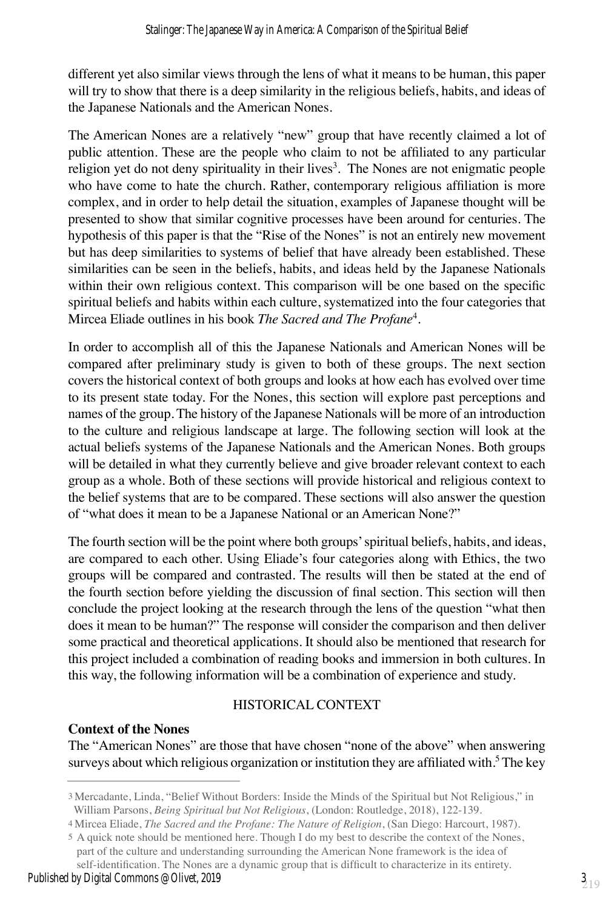different yet also similar views through the lens of what it means to be human, this paper will try to show that there is a deep similarity in the religious beliefs, habits, and ideas of the Japanese Nationals and the American Nones.

The American Nones are a relatively "new" group that have recently claimed a lot of public attention. These are the people who claim to not be affiliated to any particular religion yet do not deny spirituality in their lives[3]. The Nones are not enigmatic people who have come to hate the church. Rather, contemporary religious affiliation is more complex, and in order to help detail the situation, examples of Japanese thought will be presented to show that similar cognitive processes have been around for centuries. The hypothesis of this paper is that the "Rise of the Nones" is not an entirely new movement but has deep similarities to systems of belief that have already been established. These similarities can be seen in the beliefs, habits, and ideas held by the Japanese Nationals within their own religious context. This comparison will be one based on the specific spiritual beliefs and habits within each culture, systematized into the four categories that Mircea Eliade outlines in his book *The Sacred and The Profane*[4].

In order to accomplish all of this the Japanese Nationals and American Nones will be compared after preliminary study is given to both of these groups. The next section covers the historical context of both groups and looks at how each has evolved over time to its present state today. For the Nones, this section will explore past perceptions and names of the group. The history of the Japanese Nationals will be more of an introduction to the culture and religious landscape at large. The following section will look at the actual beliefs systems of the Japanese Nationals and the American Nones. Both groups will be detailed in what they currently believe and give broader relevant context to each group as a whole. Both of these sections will provide historical and religious context to the belief systems that are to be compared. These sections will also answer the question of "what does it mean to be a Japanese National or an American None?"

The fourth section will be the point where both groups' spiritual beliefs, habits, and ideas, are compared to each other. Using Eliade's four categories along with Ethics, the two groups will be compared and contrasted. The results will then be stated at the end of the fourth section before yielding the discussion of final section. This section will then conclude the project looking at the research through the lens of the question "what then does it mean to be human?" The response will consider the comparison and then deliver some practical and theoretical applications. It should also be mentioned that research for this project included a combination of reading books and immersion in both cultures. In this way, the following information will be a combination of experience and study.

## HISTORICAL CONTEXT

### Context of the Nones

The "American Nones" are those that have chosen "none of the above" when answering surveys about which religious organization or institution they are affiliated with.[5] The key

---

[3] Mercadante, Linda, "Belief Without Borders: Inside the Minds of the Spiritual but Not Religious," in William Parsons, *Being Spiritual but Not Religious*, (London: Routledge, 2018), 122-139.

[4] Mircea Eliade, *The Sacred and the Profane: The Nature of Religion*, (San Diego: Harcourt, 1987).

[5] A quick note should be mentioned here. Though I do my best to describe the context of the Nones, part of the culture and understanding surrounding the American None framework is the idea of self-identification. The Nones are a dynamic group that is difficult to characterize in its entirety.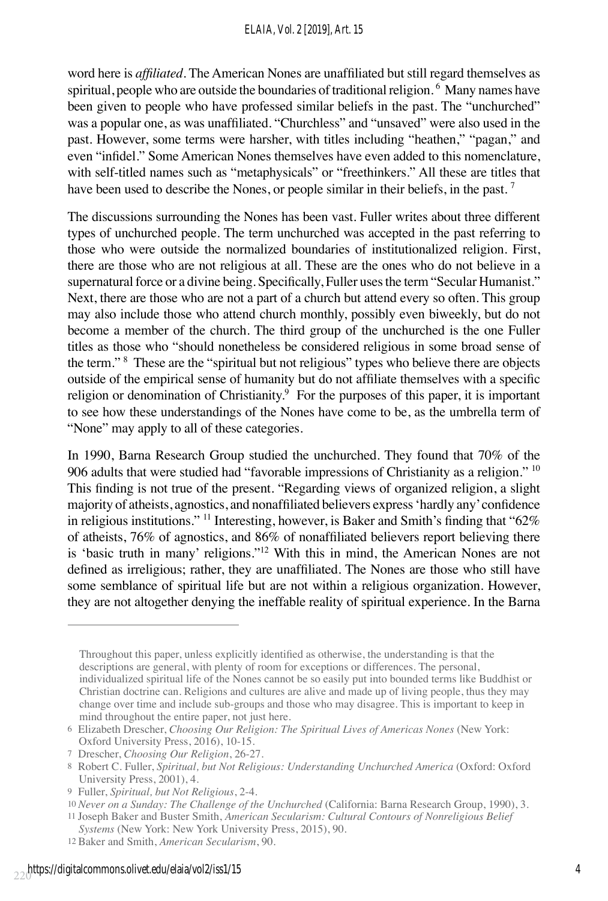word here is *affiliated*. The American Nones are unaffiliated but still regard themselves as spiritual, people who are outside the boundaries of traditional religion.[6] Many names have been given to people who have professed similar beliefs in the past. The "unchurched" was a popular one, as was unaffiliated. "Churchless" and "unsaved" were also used in the past. However, some terms were harsher, with titles including "heathen," "pagan," and even "infidel." Some American Nones themselves have even added to this nomenclature, with self-titled names such as "metaphysicals" or "freethinkers." All these are titles that have been used to describe the Nones, or people similar in their beliefs, in the past.[7]

The discussions surrounding the Nones has been vast. Fuller writes about three different types of unchurched people. The term unchurched was accepted in the past referring to those who were outside the normalized boundaries of institutionalized religion. First, there are those who are not religious at all. These are the ones who do not believe in a supernatural force or a divine being. Specifically, Fuller uses the term "Secular Humanist." Next, there are those who are not a part of a church but attend every so often. This group may also include those who attend church monthly, possibly even biweekly, but do not become a member of the church. The third group of the unchurched is the one Fuller titles as those who "should nonetheless be considered religious in some broad sense of the term."[8] These are the "spiritual but not religious" types who believe there are objects outside of the empirical sense of humanity but do not affiliate themselves with a specific religion or denomination of Christianity.[9] For the purposes of this paper, it is important to see how these understandings of the Nones have come to be, as the umbrella term of "None" may apply to all of these categories.

In 1990, Barna Research Group studied the unchurched. They found that 70% of the 906 adults that were studied had "favorable impressions of Christianity as a religion."[10] This finding is not true of the present. "Regarding views of organized religion, a slight majority of atheists, agnostics, and nonaffiliated believers express 'hardly any' confidence in religious institutions."[11] Interesting, however, is Baker and Smith's finding that "62% of atheists, 76% of agnostics, and 86% of nonaffiliated believers report believing there is 'basic truth in many' religions."[12] With this in mind, the American Nones are not defined as irreligious; rather, they are unaffiliated. The Nones are those who still have some semblance of spiritual life but are not within a religious organization. However, they are not altogether denying the ineffable reality of spiritual experience. In the Barna

---

Throughout this paper, unless explicitly identified as otherwise, the understanding is that the descriptions are general, with plenty of room for exceptions or differences. The personal, individualized spiritual life of the Nones cannot be so easily put into bounded terms like Buddhist or Christian doctrine can. Religions and cultures are alive and made up of living people, thus they may change over time and include sub-groups and those who may disagree. This is important to keep in mind throughout the entire paper, not just here.

6 Elizabeth Drescher, *Choosing Our Religion: The Spiritual Lives of Americas Nones* (New York: Oxford University Press, 2016), 10-15.

7 Drescher, *Choosing Our Religion*, 26-27.

8 Robert C. Fuller, *Spiritual, but Not Religious: Understanding Unchurched America* (Oxford: Oxford University Press, 2001), 4.

9 Fuller, *Spiritual, but Not Religious*, 2-4.

10 *Never on a Sunday: The Challenge of the Unchurched* (California: Barna Research Group, 1990), 3.

11 Joseph Baker and Buster Smith, *American Secularism: Cultural Contours of Nonreligious Belief Systems* (New York: New York University Press, 2015), 90.

12 Baker and Smith, *American Secularism*, 90.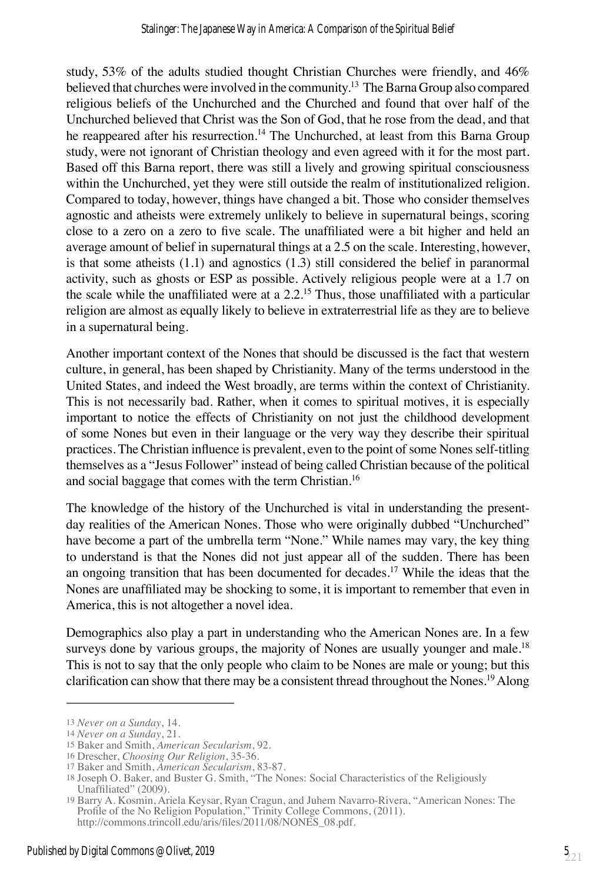study, 53% of the adults studied thought Christian Churches were friendly, and 46% believed that churches were involved in the community.[13] The Barna Group also compared religious beliefs of the Unchurched and the Churched and found that over half of the Unchurched believed that Christ was the Son of God, that he rose from the dead, and that he reappeared after his resurrection.[14] The Unchurched, at least from this Barna Group study, were not ignorant of Christian theology and even agreed with it for the most part. Based off this Barna report, there was still a lively and growing spiritual consciousness within the Unchurched, yet they were still outside the realm of institutionalized religion. Compared to today, however, things have changed a bit. Those who consider themselves agnostic and atheists were extremely unlikely to believe in supernatural beings, scoring close to a zero on a zero to five scale. The unaffiliated were a bit higher and held an average amount of belief in supernatural things at a 2.5 on the scale. Interesting, however, is that some atheists (1.1) and agnostics (1.3) still considered the belief in paranormal activity, such as ghosts or ESP as possible. Actively religious people were at a 1.7 on the scale while the unaffiliated were at a 2.2.[15] Thus, those unaffiliated with a particular religion are almost as equally likely to believe in extraterrestrial life as they are to believe in a supernatural being.

Another important context of the Nones that should be discussed is the fact that western culture, in general, has been shaped by Christianity. Many of the terms understood in the United States, and indeed the West broadly, are terms within the context of Christianity. This is not necessarily bad. Rather, when it comes to spiritual motives, it is especially important to notice the effects of Christianity on not just the childhood development of some Nones but even in their language or the very way they describe their spiritual practices. The Christian influence is prevalent, even to the point of some Nones self-titling themselves as a "Jesus Follower" instead of being called Christian because of the political and social baggage that comes with the term Christian.[16]

The knowledge of the history of the Unchurched is vital in understanding the present-day realities of the American Nones. Those who were originally dubbed "Unchurched" have become a part of the umbrella term "None." While names may vary, the key thing to understand is that the Nones did not just appear all of the sudden. There has been an ongoing transition that has been documented for decades.[17] While the ideas that the Nones are unaffiliated may be shocking to some, it is important to remember that even in America, this is not altogether a novel idea.

Demographics also play a part in understanding who the American Nones are. In a few surveys done by various groups, the majority of Nones are usually younger and male.[18] This is not to say that the only people who claim to be Nones are male or young; but this clarification can show that there may be a consistent thread throughout the Nones.[19] Along

---

13 *Never on a Sunday*, 14.

14 *Never on a Sunday*, 21.

15 Baker and Smith, *American Secularism*, 92.

16 Drescher, *Choosing Our Religion*, 35-36.

17 Baker and Smith, *American Secularism*, 83-87.

18 Joseph O. Baker, and Buster G. Smith, "The Nones: Social Characteristics of the Religiously Unaffiliated" (2009).

19 Barry A. Kosmin, Ariela Keysar, Ryan Cragun, and Juhem Navarro-Rivera, "American Nones: The Profile of the No Religion Population," Trinity College Commons, (2011). http://commons.trincoll.edu/aris/files/2011/08/NONES_08.pdf.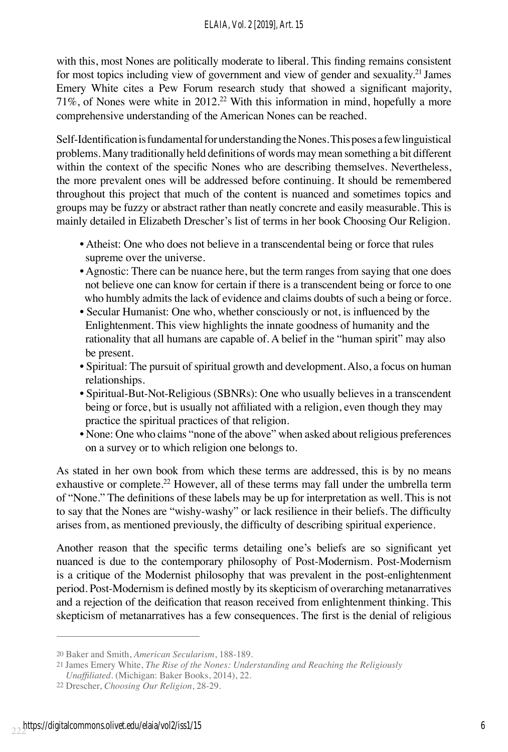with this, most Nones are politically moderate to liberal. This finding remains consistent for most topics including view of government and view of gender and sexuality.[21] James Emery White cites a Pew Forum research study that showed a significant majority, 71%, of Nones were white in 2012.[22] With this information in mind, hopefully a more comprehensive understanding of the American Nones can be reached.

Self-Identification is fundamental for understanding the Nones. This poses a few linguistical problems. Many traditionally held definitions of words may mean something a bit different within the context of the specific Nones who are describing themselves. Nevertheless, the more prevalent ones will be addressed before continuing. It should be remembered throughout this project that much of the content is nuanced and sometimes topics and groups may be fuzzy or abstract rather than neatly concrete and easily measurable. This is mainly detailed in Elizabeth Drescher's list of terms in her book Choosing Our Religion.

- Atheist: One who does not believe in a transcendental being or force that rules supreme over the universe.
- Agnostic: There can be nuance here, but the term ranges from saying that one does not believe one can know for certain if there is a transcendent being or force to one who humbly admits the lack of evidence and claims doubts of such a being or force.
- Secular Humanist: One who, whether consciously or not, is influenced by the Enlightenment. This view highlights the innate goodness of humanity and the rationality that all humans are capable of. A belief in the "human spirit" may also be present.
- Spiritual: The pursuit of spiritual growth and development. Also, a focus on human relationships.
- Spiritual-But-Not-Religious (SBNRs): One who usually believes in a transcendent being or force, but is usually not affiliated with a religion, even though they may practice the spiritual practices of that religion.
- None: One who claims "none of the above" when asked about religious preferences on a survey or to which religion one belongs to.

As stated in her own book from which these terms are addressed, this is by no means exhaustive or complete.[22] However, all of these terms may fall under the umbrella term of "None." The definitions of these labels may be up for interpretation as well. This is not to say that the Nones are "wishy-washy" or lack resilience in their beliefs. The difficulty arises from, as mentioned previously, the difficulty of describing spiritual experience.

Another reason that the specific terms detailing one's beliefs are so significant yet nuanced is due to the contemporary philosophy of Post-Modernism. Post-Modernism is a critique of the Modernist philosophy that was prevalent in the post-enlightenment period. Post-Modernism is defined mostly by its skepticism of overarching metanarratives and a rejection of the deification that reason received from enlightenment thinking. This skepticism of metanarratives has a few consequences. The first is the denial of religious

---

20 Baker and Smith, *American Secularism*, 188-189.

21 James Emery White, *The Rise of the Nones: Understanding and Reaching the Religiously Unaffiliated*. (Michigan: Baker Books, 2014), 22.

22 Drescher, *Choosing Our Religion*, 28-29.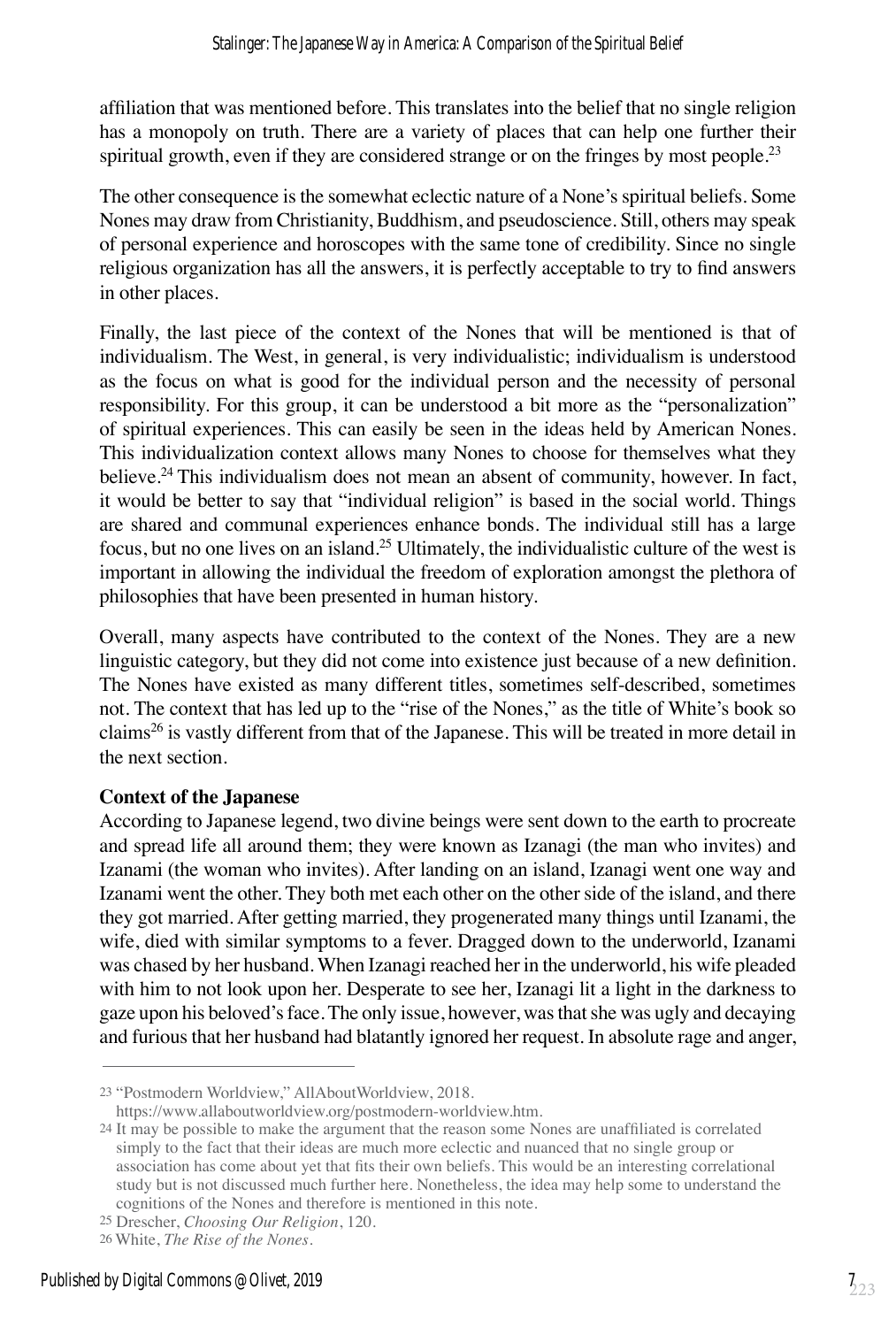affiliation that was mentioned before. This translates into the belief that no single religion has a monopoly on truth. There are a variety of places that can help one further their spiritual growth, even if they are considered strange or on the fringes by most people.[23]

The other consequence is the somewhat eclectic nature of a None's spiritual beliefs. Some Nones may draw from Christianity, Buddhism, and pseudoscience. Still, others may speak of personal experience and horoscopes with the same tone of credibility. Since no single religious organization has all the answers, it is perfectly acceptable to try to find answers in other places.

Finally, the last piece of the context of the Nones that will be mentioned is that of individualism. The West, in general, is very individualistic; individualism is understood as the focus on what is good for the individual person and the necessity of personal responsibility. For this group, it can be understood a bit more as the "personalization" of spiritual experiences. This can easily be seen in the ideas held by American Nones. This individualization context allows many Nones to choose for themselves what they believe.[24] This individualism does not mean an absent of community, however. In fact, it would be better to say that "individual religion" is based in the social world. Things are shared and communal experiences enhance bonds. The individual still has a large focus, but no one lives on an island.[25] Ultimately, the individualistic culture of the west is important in allowing the individual the freedom of exploration amongst the plethora of philosophies that have been presented in human history.

Overall, many aspects have contributed to the context of the Nones. They are a new linguistic category, but they did not come into existence just because of a new definition. The Nones have existed as many different titles, sometimes self-described, sometimes not. The context that has led up to the "rise of the Nones," as the title of White's book so claims[26] is vastly different from that of the Japanese. This will be treated in more detail in the next section.

**Context of the Japanese**

According to Japanese legend, two divine beings were sent down to the earth to procreate and spread life all around them; they were known as Izanagi (the man who invites) and Izanami (the woman who invites). After landing on an island, Izanagi went one way and Izanami went the other. They both met each other on the other side of the island, and there they got married. After getting married, they progenerated many things until Izanami, the wife, died with similar symptoms to a fever. Dragged down to the underworld, Izanami was chased by her husband. When Izanagi reached her in the underworld, his wife pleaded with him to not look upon her. Desperate to see her, Izanagi lit a light in the darkness to gaze upon his beloved's face. The only issue, however, was that she was ugly and decaying and furious that her husband had blatantly ignored her request. In absolute rage and anger,

---

23 "Postmodern Worldview," AllAboutWorldview, 2018. https://www.allaboutworldview.org/postmodern-worldview.htm.

24 It may be possible to make the argument that the reason some Nones are unaffiliated is correlated simply to the fact that their ideas are much more eclectic and nuanced that no single group or association has come about yet that fits their own beliefs. This would be an interesting correlational study but is not discussed much further here. Nonetheless, the idea may help some to understand the cognitions of the Nones and therefore is mentioned in this note.

25 Drescher, *Choosing Our Religion*, 120.

26 White, *The Rise of the Nones*.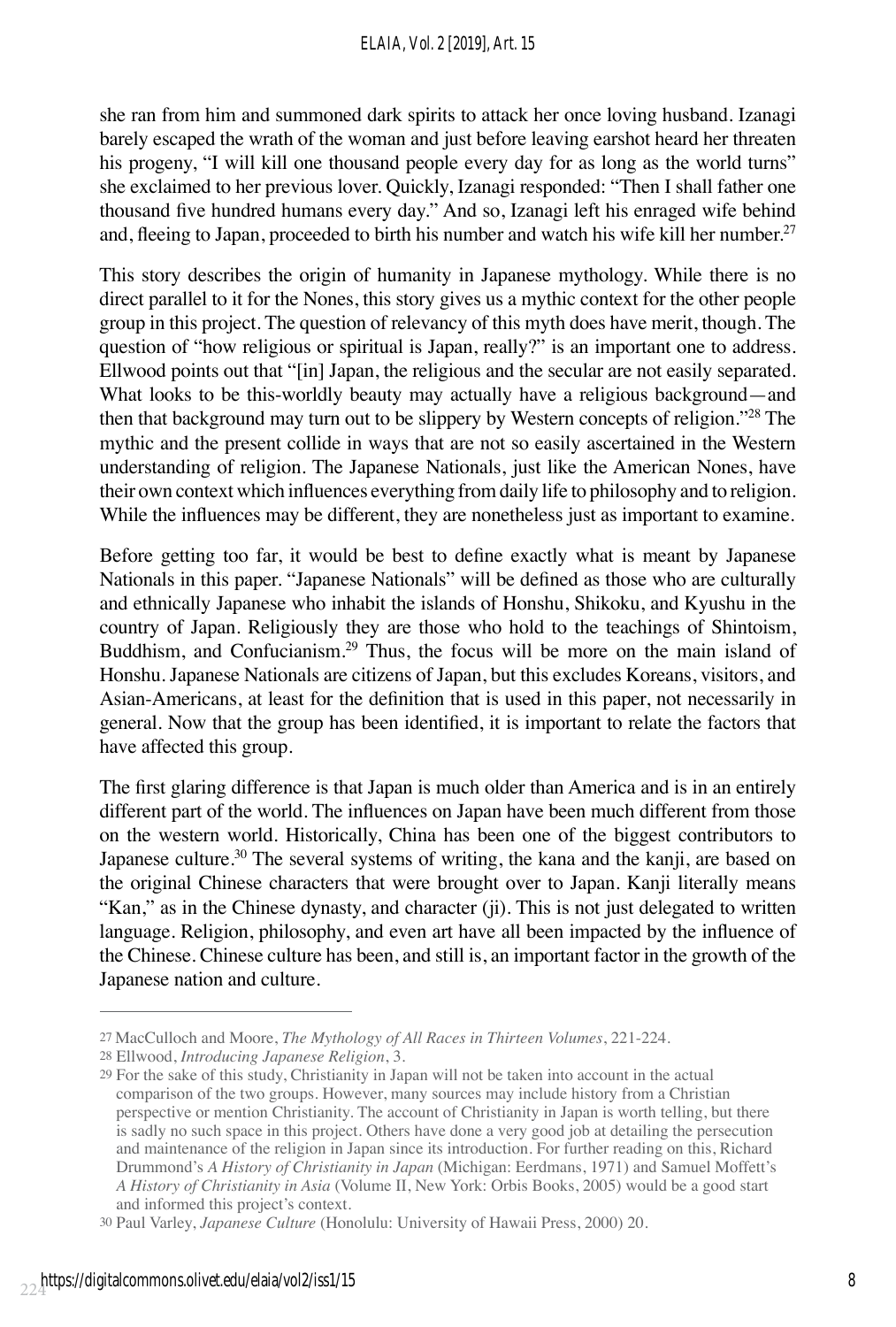she ran from him and summoned dark spirits to attack her once loving husband. Izanagi barely escaped the wrath of the woman and just before leaving earshot heard her threaten his progeny, "I will kill one thousand people every day for as long as the world turns" she exclaimed to her previous lover. Quickly, Izanagi responded: "Then I shall father one thousand five hundred humans every day." And so, Izanagi left his enraged wife behind and, fleeing to Japan, proceeded to birth his number and watch his wife kill her number.[27]

This story describes the origin of humanity in Japanese mythology. While there is no direct parallel to it for the Nones, this story gives us a mythic context for the other people group in this project. The question of relevancy of this myth does have merit, though. The question of "how religious or spiritual is Japan, really?" is an important one to address. Ellwood points out that "[in] Japan, the religious and the secular are not easily separated. What looks to be this-worldly beauty may actually have a religious background—and then that background may turn out to be slippery by Western concepts of religion."[28] The mythic and the present collide in ways that are not so easily ascertained in the Western understanding of religion. The Japanese Nationals, just like the American Nones, have their own context which influences everything from daily life to philosophy and to religion. While the influences may be different, they are nonetheless just as important to examine.

Before getting too far, it would be best to define exactly what is meant by Japanese Nationals in this paper. "Japanese Nationals" will be defined as those who are culturally and ethnically Japanese who inhabit the islands of Honshu, Shikoku, and Kyushu in the country of Japan. Religiously they are those who hold to the teachings of Shintoism, Buddhism, and Confucianism.[29] Thus, the focus will be more on the main island of Honshu. Japanese Nationals are citizens of Japan, but this excludes Koreans, visitors, and Asian-Americans, at least for the definition that is used in this paper, not necessarily in general. Now that the group has been identified, it is important to relate the factors that have affected this group.

The first glaring difference is that Japan is much older than America and is in an entirely different part of the world. The influences on Japan have been much different from those on the western world. Historically, China has been one of the biggest contributors to Japanese culture.[30] The several systems of writing, the kana and the kanji, are based on the original Chinese characters that were brought over to Japan. Kanji literally means "Kan," as in the Chinese dynasty, and character (ji). This is not just delegated to written language. Religion, philosophy, and even art have all been impacted by the influence of the Chinese. Chinese culture has been, and still is, an important factor in the growth of the Japanese nation and culture.

---

27 MacCulloch and Moore, *The Mythology of All Races in Thirteen Volumes*, 221-224.

28 Ellwood, *Introducing Japanese Religion*, 3.

29 For the sake of this study, Christianity in Japan will not be taken into account in the actual comparison of the two groups. However, many sources may include history from a Christian perspective or mention Christianity. The account of Christianity in Japan is worth telling, but there is sadly no such space in this project. Others have done a very good job at detailing the persecution and maintenance of the religion in Japan since its introduction. For further reading on this, Richard Drummond's *A History of Christianity in Japan* (Michigan: Eerdmans, 1971) and Samuel Moffett's *A History of Christianity in Asia* (Volume II, New York: Orbis Books, 2005) would be a good start and informed this project's context.

30 Paul Varley, *Japanese Culture* (Honolulu: University of Hawaii Press, 2000) 20.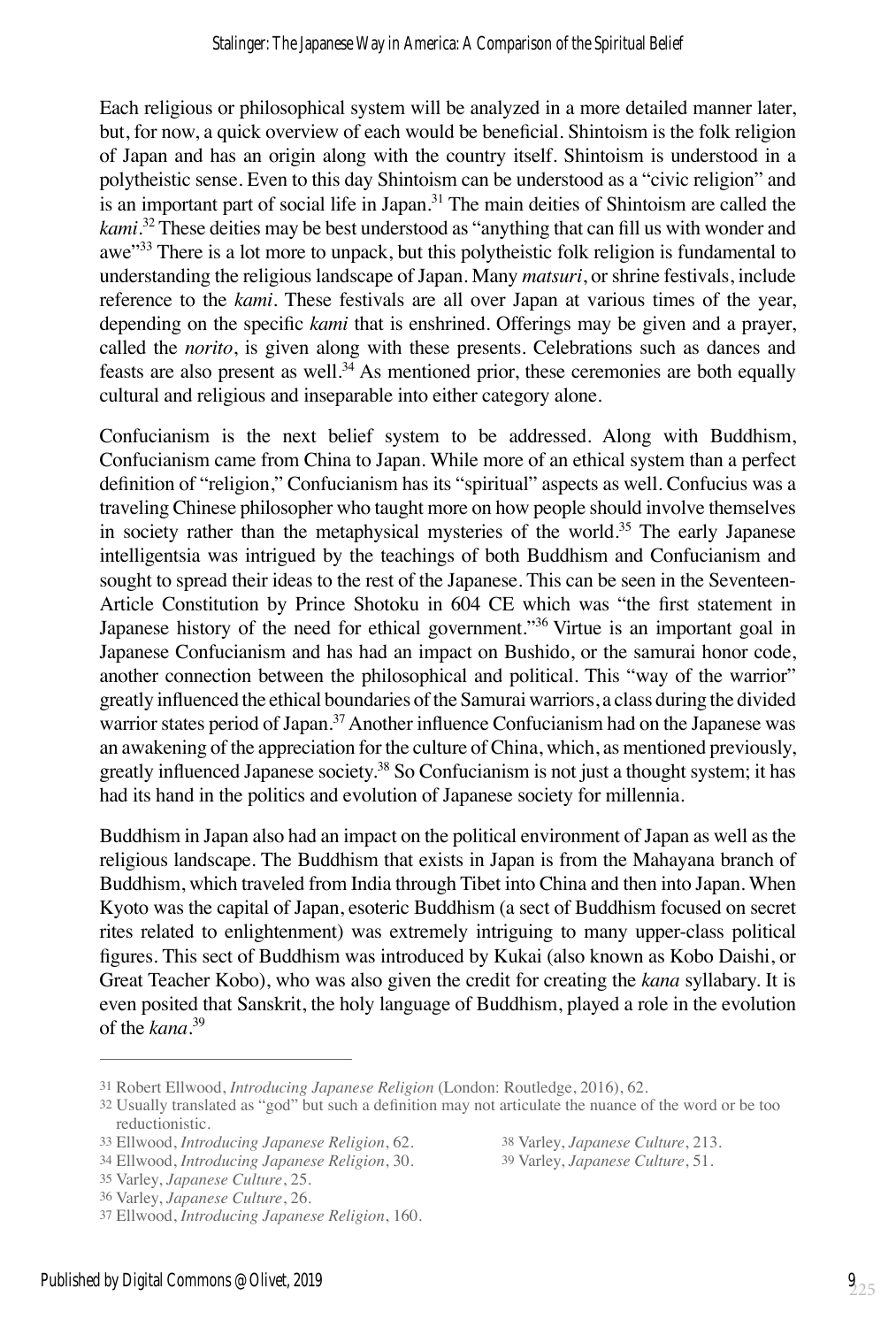Each religious or philosophical system will be analyzed in a more detailed manner later, but, for now, a quick overview of each would be beneficial. Shintoism is the folk religion of Japan and has an origin along with the country itself. Shintoism is understood in a polytheistic sense. Even to this day Shintoism can be understood as a "civic religion" and is an important part of social life in Japan.[31] The main deities of Shintoism are called the *kami*.[32] These deities may be best understood as "anything that can fill us with wonder and awe"[33] There is a lot more to unpack, but this polytheistic folk religion is fundamental to understanding the religious landscape of Japan. Many *matsuri*, or shrine festivals, include reference to the *kami*. These festivals are all over Japan at various times of the year, depending on the specific *kami* that is enshrined. Offerings may be given and a prayer, called the *norito*, is given along with these presents. Celebrations such as dances and feasts are also present as well.[34] As mentioned prior, these ceremonies are both equally cultural and religious and inseparable into either category alone.

Confucianism is the next belief system to be addressed. Along with Buddhism, Confucianism came from China to Japan. While more of an ethical system than a perfect definition of "religion," Confucianism has its "spiritual" aspects as well. Confucius was a traveling Chinese philosopher who taught more on how people should involve themselves in society rather than the metaphysical mysteries of the world.[35] The early Japanese intelligentsia was intrigued by the teachings of both Buddhism and Confucianism and sought to spread their ideas to the rest of the Japanese. This can be seen in the Seventeen-Article Constitution by Prince Shotoku in 604 CE which was "the first statement in Japanese history of the need for ethical government."[36] Virtue is an important goal in Japanese Confucianism and has had an impact on Bushido, or the samurai honor code, another connection between the philosophical and political. This "way of the warrior" greatly influenced the ethical boundaries of the Samurai warriors, a class during the divided warrior states period of Japan.[37] Another influence Confucianism had on the Japanese was an awakening of the appreciation for the culture of China, which, as mentioned previously, greatly influenced Japanese society.[38] So Confucianism is not just a thought system; it has had its hand in the politics and evolution of Japanese society for millennia.

Buddhism in Japan also had an impact on the political environment of Japan as well as the religious landscape. The Buddhism that exists in Japan is from the Mahayana branch of Buddhism, which traveled from India through Tibet into China and then into Japan. When Kyoto was the capital of Japan, esoteric Buddhism (a sect of Buddhism focused on secret rites related to enlightenment) was extremely intriguing to many upper-class political figures. This sect of Buddhism was introduced by Kukai (also known as Kobo Daishi, or Great Teacher Kobo), who was also given the credit for creating the *kana* syllabary. It is even posited that Sanskrit, the holy language of Buddhism, played a role in the evolution of the *kana*.[39]

---

31 Robert Ellwood, *Introducing Japanese Religion* (London: Routledge, 2016), 62.

32 Usually translated as "god" but such a definition may not articulate the nuance of the word or be too reductionistic.

33 Ellwood, *Introducing Japanese Religion*, 62.

34 Ellwood, *Introducing Japanese Religion*, 30.

35 Varley, *Japanese Culture*, 25.

36 Varley, *Japanese Culture*, 26.

37 Ellwood, *Introducing Japanese Religion*, 160.

38 Varley, *Japanese Culture*, 213.

39 Varley, *Japanese Culture*, 51.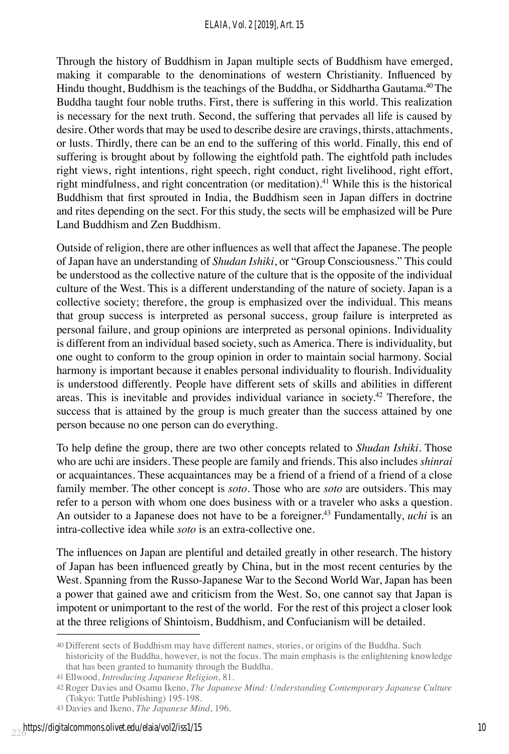Through the history of Buddhism in Japan multiple sects of Buddhism have emerged, making it comparable to the denominations of western Christianity. Influenced by Hindu thought, Buddhism is the teachings of the Buddha, or Siddhartha Gautama.[40] The Buddha taught four noble truths. First, there is suffering in this world. This realization is necessary for the next truth. Second, the suffering that pervades all life is caused by desire. Other words that may be used to describe desire are cravings, thirsts, attachments, or lusts. Thirdly, there can be an end to the suffering of this world. Finally, this end of suffering is brought about by following the eightfold path. The eightfold path includes right views, right intentions, right speech, right conduct, right livelihood, right effort, right mindfulness, and right concentration (or meditation).[41] While this is the historical Buddhism that first sprouted in India, the Buddhism seen in Japan differs in doctrine and rites depending on the sect. For this study, the sects will be emphasized will be Pure Land Buddhism and Zen Buddhism.

Outside of religion, there are other influences as well that affect the Japanese. The people of Japan have an understanding of *Shudan Ishiki*, or "Group Consciousness." This could be understood as the collective nature of the culture that is the opposite of the individual culture of the West. This is a different understanding of the nature of society. Japan is a collective society; therefore, the group is emphasized over the individual. This means that group success is interpreted as personal success, group failure is interpreted as personal failure, and group opinions are interpreted as personal opinions. Individuality is different from an individual based society, such as America. There is individuality, but one ought to conform to the group opinion in order to maintain social harmony. Social harmony is important because it enables personal individuality to flourish. Individuality is understood differently. People have different sets of skills and abilities in different areas. This is inevitable and provides individual variance in society.[42] Therefore, the success that is attained by the group is much greater than the success attained by one person because no one person can do everything.

To help define the group, there are two other concepts related to *Shudan Ishiki*. Those who are uchi are insiders. These people are family and friends. This also includes *shinrai* or acquaintances. These acquaintances may be a friend of a friend of a friend of a close family member. The other concept is *soto*. Those who are *soto* are outsiders. This may refer to a person with whom one does business with or a traveler who asks a question. An outsider to a Japanese does not have to be a foreigner.[43] Fundamentally, *uchi* is an intra-collective idea while *soto* is an extra-collective one.

The influences on Japan are plentiful and detailed greatly in other research. The history of Japan has been influenced greatly by China, but in the most recent centuries by the West. Spanning from the Russo-Japanese War to the Second World War, Japan has been a power that gained awe and criticism from the West. So, one cannot say that Japan is impotent or unimportant to the rest of the world. For the rest of this project a closer look at the three religions of Shintoism, Buddhism, and Confucianism will be detailed.

---

40 Different sects of Buddhism may have different names, stories, or origins of the Buddha. Such historicity of the Buddha, however, is not the focus. The main emphasis is the enlightening knowledge that has been granted to humanity through the Buddha.

41 Ellwood, *Introducing Japanese Religion*, 81.

42 Roger Davies and Osamu Ikeno, *The Japanese Mind: Understanding Contemporary Japanese Culture* (Tokyo: Tuttle Publishing) 195-198.

43 Davies and Ikeno, *The Japanese Mind*, 196.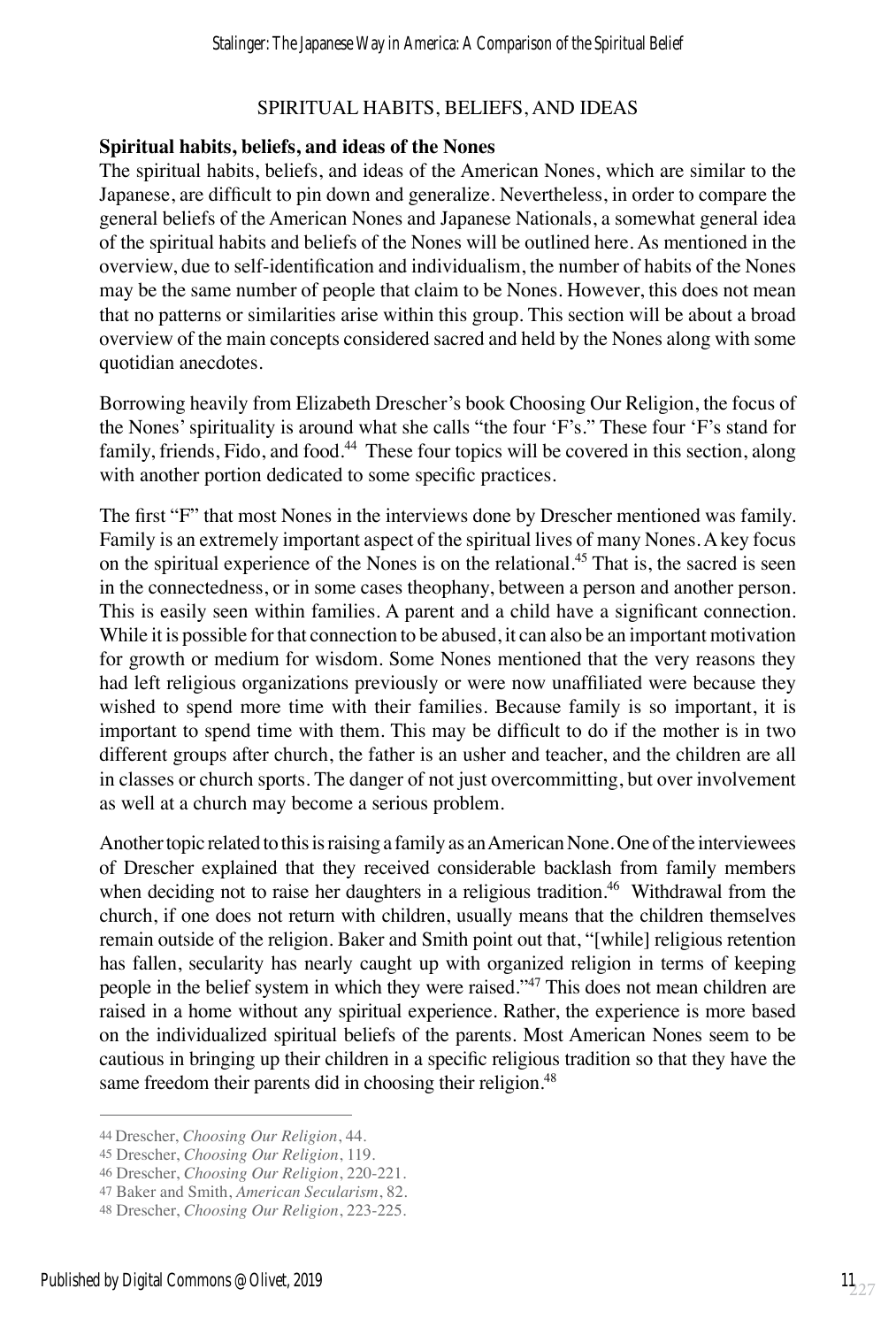## SPIRITUAL HABITS, BELIEFS, AND IDEAS

**Spiritual habits, beliefs, and ideas of the Nones**

The spiritual habits, beliefs, and ideas of the American Nones, which are similar to the Japanese, are difficult to pin down and generalize. Nevertheless, in order to compare the general beliefs of the American Nones and Japanese Nationals, a somewhat general idea of the spiritual habits and beliefs of the Nones will be outlined here. As mentioned in the overview, due to self-identification and individualism, the number of habits of the Nones may be the same number of people that claim to be Nones. However, this does not mean that no patterns or similarities arise within this group. This section will be about a broad overview of the main concepts considered sacred and held by the Nones along with some quotidian anecdotes.

Borrowing heavily from Elizabeth Drescher's book Choosing Our Religion, the focus of the Nones' spirituality is around what she calls "the four 'F's." These four 'F's stand for family, friends, Fido, and food.[44] These four topics will be covered in this section, along with another portion dedicated to some specific practices.

The first "F" that most Nones in the interviews done by Drescher mentioned was family. Family is an extremely important aspect of the spiritual lives of many Nones. A key focus on the spiritual experience of the Nones is on the relational.[45] That is, the sacred is seen in the connectedness, or in some cases theophany, between a person and another person. This is easily seen within families. A parent and a child have a significant connection. While it is possible for that connection to be abused, it can also be an important motivation for growth or medium for wisdom. Some Nones mentioned that the very reasons they had left religious organizations previously or were now unaffiliated were because they wished to spend more time with their families. Because family is so important, it is important to spend time with them. This may be difficult to do if the mother is in two different groups after church, the father is an usher and teacher, and the children are all in classes or church sports. The danger of not just overcommitting, but over involvement as well at a church may become a serious problem.

Another topic related to this is raising a family as an American None. One of the interviewees of Drescher explained that they received considerable backlash from family members when deciding not to raise her daughters in a religious tradition.[46] Withdrawal from the church, if one does not return with children, usually means that the children themselves remain outside of the religion. Baker and Smith point out that, "[while] religious retention has fallen, secularity has nearly caught up with organized religion in terms of keeping people in the belief system in which they were raised."[47] This does not mean children are raised in a home without any spiritual experience. Rather, the experience is more based on the individualized spiritual beliefs of the parents. Most American Nones seem to be cautious in bringing up their children in a specific religious tradition so that they have the same freedom their parents did in choosing their religion.[48]

---

44 Drescher, *Choosing Our Religion*, 44.

45 Drescher, *Choosing Our Religion*, 119.

46 Drescher, *Choosing Our Religion*, 220-221.

47 Baker and Smith, *American Secularism*, 82.

48 Drescher, *Choosing Our Religion*, 223-225.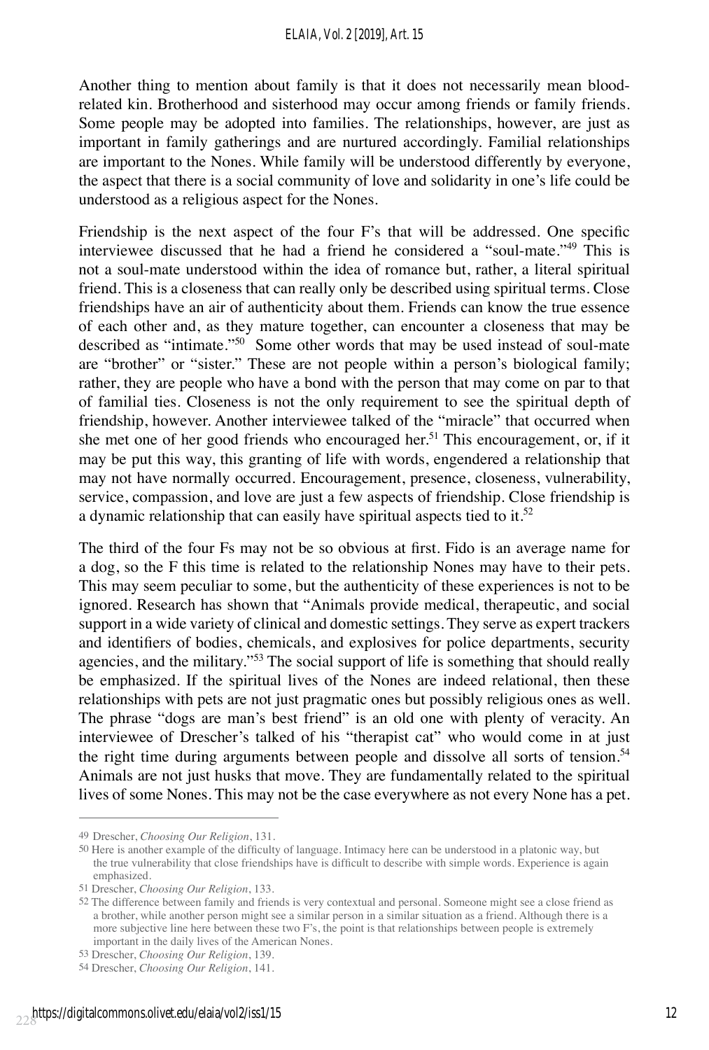Another thing to mention about family is that it does not necessarily mean blood-related kin. Brotherhood and sisterhood may occur among friends or family friends. Some people may be adopted into families. The relationships, however, are just as important in family gatherings and are nurtured accordingly. Familial relationships are important to the Nones. While family will be understood differently by everyone, the aspect that there is a social community of love and solidarity in one's life could be understood as a religious aspect for the Nones.

Friendship is the next aspect of the four F's that will be addressed. One specific interviewee discussed that he had a friend he considered a "soul-mate."[49] This is not a soul-mate understood within the idea of romance but, rather, a literal spiritual friend. This is a closeness that can really only be described using spiritual terms. Close friendships have an air of authenticity about them. Friends can know the true essence of each other and, as they mature together, can encounter a closeness that may be described as "intimate."[50] Some other words that may be used instead of soul-mate are "brother" or "sister." These are not people within a person's biological family; rather, they are people who have a bond with the person that may come on par to that of familial ties. Closeness is not the only requirement to see the spiritual depth of friendship, however. Another interviewee talked of the "miracle" that occurred when she met one of her good friends who encouraged her.[51] This encouragement, or, if it may be put this way, this granting of life with words, engendered a relationship that may not have normally occurred. Encouragement, presence, closeness, vulnerability, service, compassion, and love are just a few aspects of friendship. Close friendship is a dynamic relationship that can easily have spiritual aspects tied to it.[52]

The third of the four Fs may not be so obvious at first. Fido is an average name for a dog, so the F this time is related to the relationship Nones may have to their pets. This may seem peculiar to some, but the authenticity of these experiences is not to be ignored. Research has shown that "Animals provide medical, therapeutic, and social support in a wide variety of clinical and domestic settings. They serve as expert trackers and identifiers of bodies, chemicals, and explosives for police departments, security agencies, and the military."[53] The social support of life is something that should really be emphasized. If the spiritual lives of the Nones are indeed relational, then these relationships with pets are not just pragmatic ones but possibly religious ones as well. The phrase "dogs are man's best friend" is an old one with plenty of veracity. An interviewee of Drescher's talked of his "therapist cat" who would come in at just the right time during arguments between people and dissolve all sorts of tension.[54] Animals are not just husks that move. They are fundamentally related to the spiritual lives of some Nones. This may not be the case everywhere as not every None has a pet.

---

49 Drescher, *Choosing Our Religion*, 131.

50 Here is another example of the difficulty of language. Intimacy here can be understood in a platonic way, but the true vulnerability that close friendships have is difficult to describe with simple words. Experience is again emphasized.

51 Drescher, *Choosing Our Religion*, 133.

52 The difference between family and friends is very contextual and personal. Someone might see a close friend as a brother, while another person might see a similar person in a similar situation as a friend. Although there is a more subjective line here between these two F's, the point is that relationships between people is extremely important in the daily lives of the American Nones.

53 Drescher, *Choosing Our Religion*, 139.

54 Drescher, *Choosing Our Religion*, 141.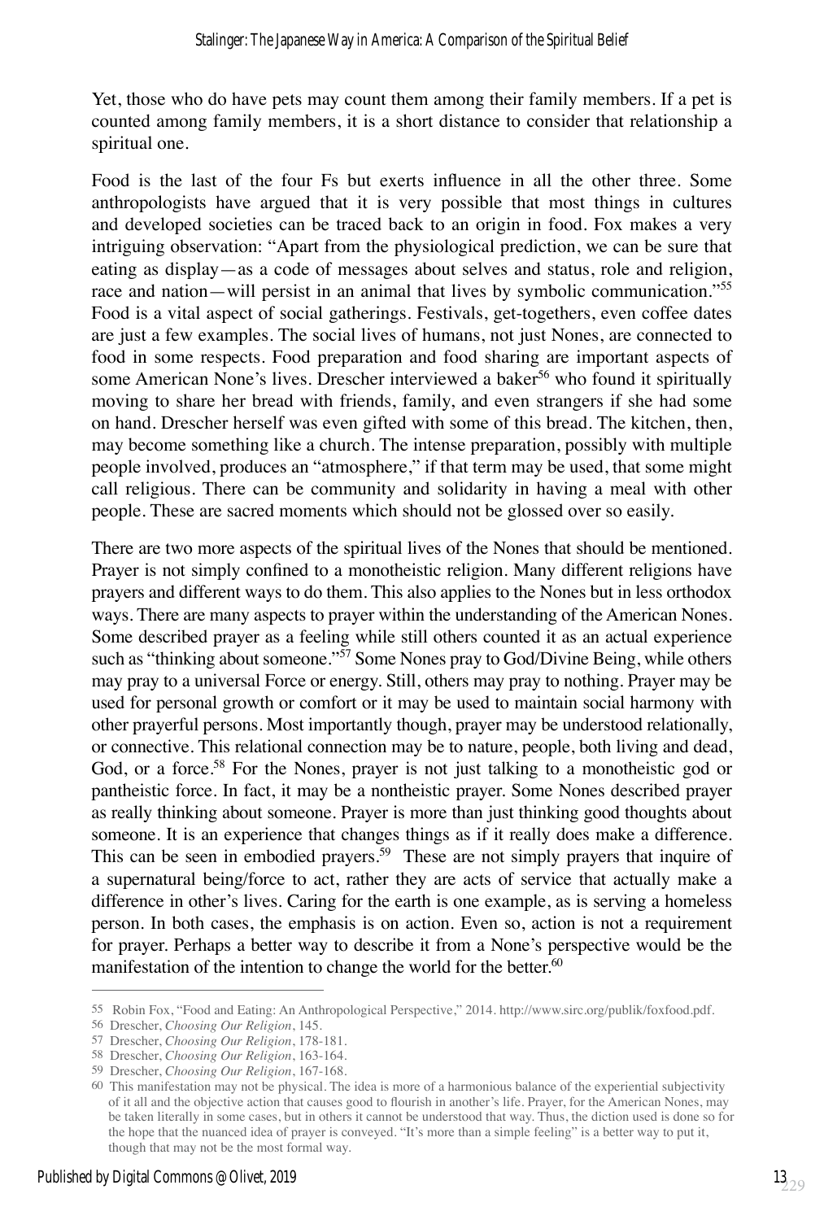Yet, those who do have pets may count them among their family members. If a pet is counted among family members, it is a short distance to consider that relationship a spiritual one.

Food is the last of the four Fs but exerts influence in all the other three. Some anthropologists have argued that it is very possible that most things in cultures and developed societies can be traced back to an origin in food. Fox makes a very intriguing observation: "Apart from the physiological prediction, we can be sure that eating as display—as a code of messages about selves and status, role and religion, race and nation—will persist in an animal that lives by symbolic communication."[55] Food is a vital aspect of social gatherings. Festivals, get-togethers, even coffee dates are just a few examples. The social lives of humans, not just Nones, are connected to food in some respects. Food preparation and food sharing are important aspects of some American None's lives. Drescher interviewed a baker[56] who found it spiritually moving to share her bread with friends, family, and even strangers if she had some on hand. Drescher herself was even gifted with some of this bread. The kitchen, then, may become something like a church. The intense preparation, possibly with multiple people involved, produces an "atmosphere," if that term may be used, that some might call religious. There can be community and solidarity in having a meal with other people. These are sacred moments which should not be glossed over so easily.

There are two more aspects of the spiritual lives of the Nones that should be mentioned. Prayer is not simply confined to a monotheistic religion. Many different religions have prayers and different ways to do them. This also applies to the Nones but in less orthodox ways. There are many aspects to prayer within the understanding of the American Nones. Some described prayer as a feeling while still others counted it as an actual experience such as "thinking about someone."[57] Some Nones pray to God/Divine Being, while others may pray to a universal Force or energy. Still, others may pray to nothing. Prayer may be used for personal growth or comfort or it may be used to maintain social harmony with other prayerful persons. Most importantly though, prayer may be understood relationally, or connective. This relational connection may be to nature, people, both living and dead, God, or a force.[58] For the Nones, prayer is not just talking to a monotheistic god or pantheistic force. In fact, it may be a nontheistic prayer. Some Nones described prayer as really thinking about someone. Prayer is more than just thinking good thoughts about someone. It is an experience that changes things as if it really does make a difference. This can be seen in embodied prayers.[59] These are not simply prayers that inquire of a supernatural being/force to act, rather they are acts of service that actually make a difference in other's lives. Caring for the earth is one example, as is serving a homeless person. In both cases, the emphasis is on action. Even so, action is not a requirement for prayer. Perhaps a better way to describe it from a None's perspective would be the manifestation of the intention to change the world for the better.[60]

---

55 Robin Fox, "Food and Eating: An Anthropological Perspective," 2014. http://www.sirc.org/publik/foxfood.pdf.

56 Drescher, *Choosing Our Religion*, 145.

57 Drescher, *Choosing Our Religion*, 178-181.

58 Drescher, *Choosing Our Religion*, 163-164.

59 Drescher, *Choosing Our Religion*, 167-168.

60 This manifestation may not be physical. The idea is more of a harmonious balance of the experiential subjectivity of it all and the objective action that causes good to flourish in another's life. Prayer, for the American Nones, may be taken literally in some cases, but in others it cannot be understood that way. Thus, the diction used is done so for the hope that the nuanced idea of prayer is conveyed. "It's more than a simple feeling" is a better way to put it, though that may not be the most formal way.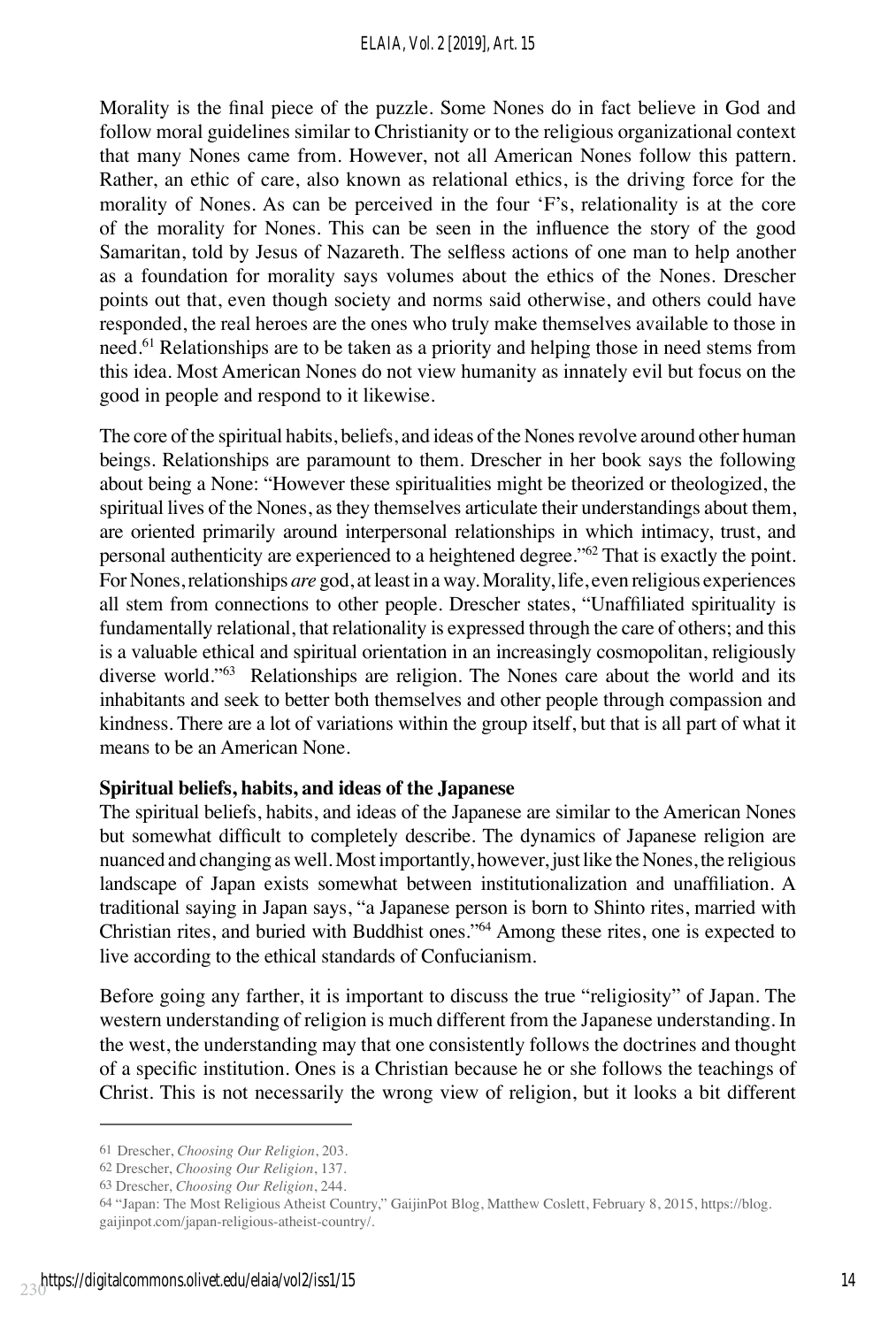Morality is the final piece of the puzzle. Some Nones do in fact believe in God and follow moral guidelines similar to Christianity or to the religious organizational context that many Nones came from. However, not all American Nones follow this pattern. Rather, an ethic of care, also known as relational ethics, is the driving force for the morality of Nones. As can be perceived in the four 'F's, relationality is at the core of the morality for Nones. This can be seen in the influence the story of the good Samaritan, told by Jesus of Nazareth. The selfless actions of one man to help another as a foundation for morality says volumes about the ethics of the Nones. Drescher points out that, even though society and norms said otherwise, and others could have responded, the real heroes are the ones who truly make themselves available to those in need.[61] Relationships are to be taken as a priority and helping those in need stems from this idea. Most American Nones do not view humanity as innately evil but focus on the good in people and respond to it likewise.

The core of the spiritual habits, beliefs, and ideas of the Nones revolve around other human beings. Relationships are paramount to them. Drescher in her book says the following about being a None: "However these spiritualities might be theorized or theologized, the spiritual lives of the Nones, as they themselves articulate their understandings about them, are oriented primarily around interpersonal relationships in which intimacy, trust, and personal authenticity are experienced to a heightened degree."[62] That is exactly the point. For Nones, relationships *are* god, at least in a way. Morality, life, even religious experiences all stem from connections to other people. Drescher states, "Unaffiliated spirituality is fundamentally relational, that relationality is expressed through the care of others; and this is a valuable ethical and spiritual orientation in an increasingly cosmopolitan, religiously diverse world."[63] Relationships are religion. The Nones care about the world and its inhabitants and seek to better both themselves and other people through compassion and kindness. There are a lot of variations within the group itself, but that is all part of what it means to be an American None.

**Spiritual beliefs, habits, and ideas of the Japanese**

The spiritual beliefs, habits, and ideas of the Japanese are similar to the American Nones but somewhat difficult to completely describe. The dynamics of Japanese religion are nuanced and changing as well. Most importantly, however, just like the Nones, the religious landscape of Japan exists somewhat between institutionalization and unaffiliation. A traditional saying in Japan says, "a Japanese person is born to Shinto rites, married with Christian rites, and buried with Buddhist ones."[64] Among these rites, one is expected to live according to the ethical standards of Confucianism.

Before going any farther, it is important to discuss the true "religiosity" of Japan. The western understanding of religion is much different from the Japanese understanding. In the west, the understanding may that one consistently follows the doctrines and thought of a specific institution. Ones is a Christian because he or she follows the teachings of Christ. This is not necessarily the wrong view of religion, but it looks a bit different

---

61 Drescher, *Choosing Our Religion*, 203.

62 Drescher, *Choosing Our Religion*, 137.

63 Drescher, *Choosing Our Religion*, 244.

64 "Japan: The Most Religious Atheist Country," GaijinPot Blog, Matthew Coslett, February 8, 2015, https://blog.gaijinpot.com/japan-religious-atheist-country/.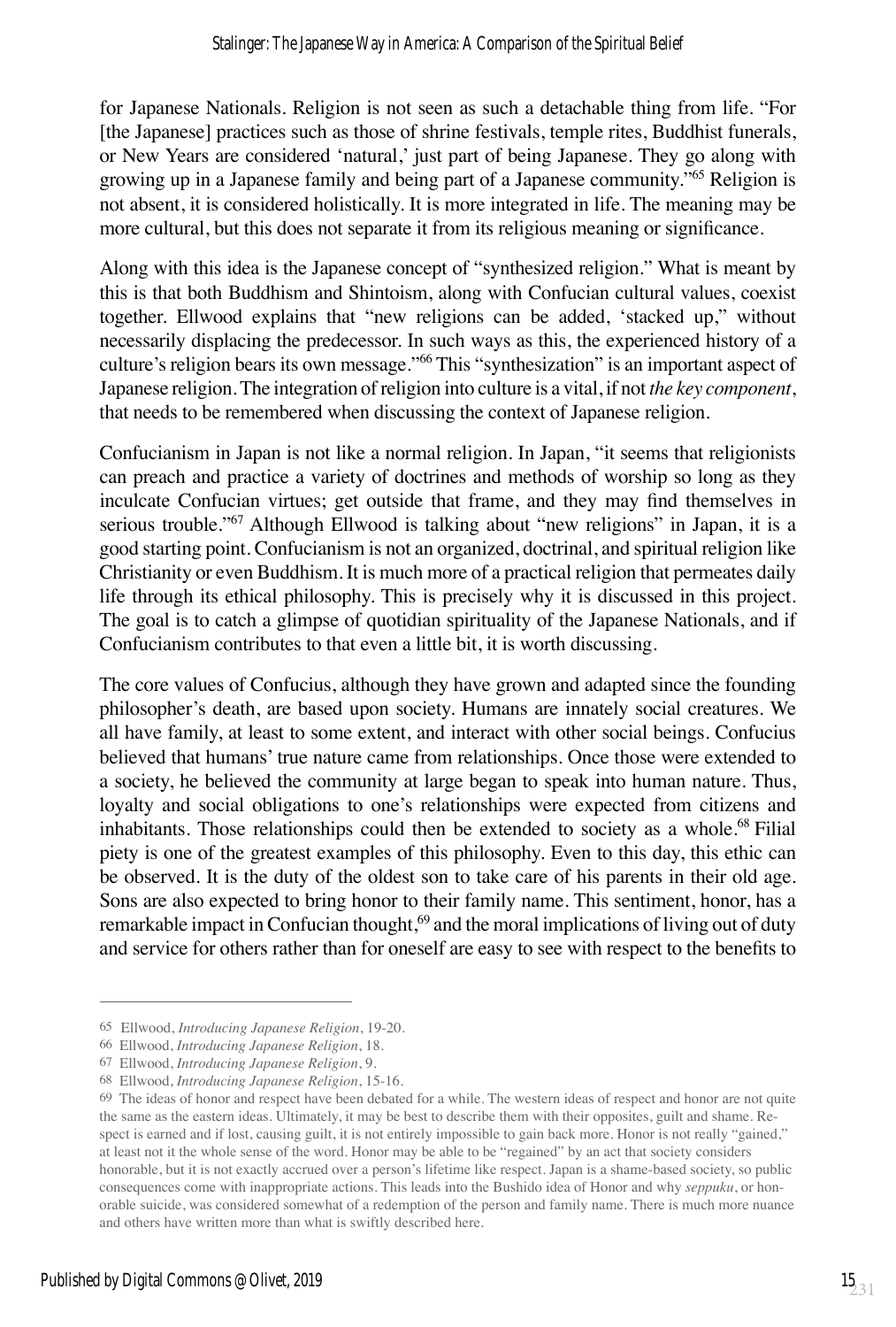for Japanese Nationals. Religion is not seen as such a detachable thing from life. "For [the Japanese] practices such as those of shrine festivals, temple rites, Buddhist funerals, or New Years are considered 'natural,' just part of being Japanese. They go along with growing up in a Japanese family and being part of a Japanese community."[65] Religion is not absent, it is considered holistically. It is more integrated in life. The meaning may be more cultural, but this does not separate it from its religious meaning or significance.

Along with this idea is the Japanese concept of "synthesized religion." What is meant by this is that both Buddhism and Shintoism, along with Confucian cultural values, coexist together. Ellwood explains that "new religions can be added, 'stacked up," without necessarily displacing the predecessor. In such ways as this, the experienced history of a culture's religion bears its own message."[66] This "synthesization" is an important aspect of Japanese religion. The integration of religion into culture is a vital, if not *the key component*, that needs to be remembered when discussing the context of Japanese religion.

Confucianism in Japan is not like a normal religion. In Japan, "it seems that religionists can preach and practice a variety of doctrines and methods of worship so long as they inculcate Confucian virtues; get outside that frame, and they may find themselves in serious trouble."[67] Although Ellwood is talking about "new religions" in Japan, it is a good starting point. Confucianism is not an organized, doctrinal, and spiritual religion like Christianity or even Buddhism. It is much more of a practical religion that permeates daily life through its ethical philosophy. This is precisely why it is discussed in this project. The goal is to catch a glimpse of quotidian spirituality of the Japanese Nationals, and if Confucianism contributes to that even a little bit, it is worth discussing.

The core values of Confucius, although they have grown and adapted since the founding philosopher's death, are based upon society. Humans are innately social creatures. We all have family, at least to some extent, and interact with other social beings. Confucius believed that humans' true nature came from relationships. Once those were extended to a society, he believed the community at large began to speak into human nature. Thus, loyalty and social obligations to one's relationships were expected from citizens and inhabitants. Those relationships could then be extended to society as a whole.[68] Filial piety is one of the greatest examples of this philosophy. Even to this day, this ethic can be observed. It is the duty of the oldest son to take care of his parents in their old age. Sons are also expected to bring honor to their family name. This sentiment, honor, has a remarkable impact in Confucian thought,[69] and the moral implications of living out of duty and service for others rather than for oneself are easy to see with respect to the benefits to

---

65 Ellwood, *Introducing Japanese Religion*, 19-20.

66 Ellwood, *Introducing Japanese Religion*, 18.

67 Ellwood, *Introducing Japanese Religion*, 9.

68 Ellwood, *Introducing Japanese Religion*, 15-16.

69 The ideas of honor and respect have been debated for a while. The western ideas of respect and honor are not quite the same as the eastern ideas. Ultimately, it may be best to describe them with their opposites, guilt and shame. Respect is earned and if lost, causing guilt, it is not entirely impossible to gain back more. Honor is not really "gained," at least not it the whole sense of the word. Honor may be able to be "regained" by an act that society considers honorable, but it is not exactly accrued over a person's lifetime like respect. Japan is a shame-based society, so public consequences come with inappropriate actions. This leads into the Bushido idea of Honor and why *seppuku*, or honorable suicide, was considered somewhat of a redemption of the person and family name. There is much more nuance and others have written more than what is swiftly described here.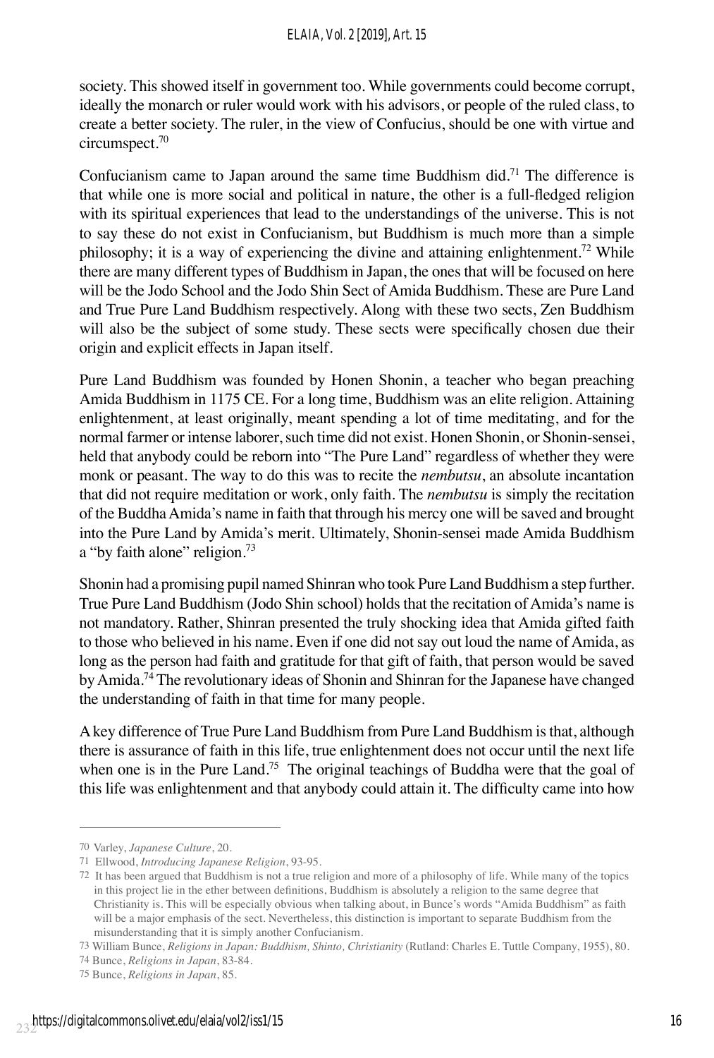society. This showed itself in government too. While governments could become corrupt, ideally the monarch or ruler would work with his advisors, or people of the ruled class, to create a better society. The ruler, in the view of Confucius, should be one with virtue and circumspect.[70]

Confucianism came to Japan around the same time Buddhism did.[71] The difference is that while one is more social and political in nature, the other is a full-fledged religion with its spiritual experiences that lead to the understandings of the universe. This is not to say these do not exist in Confucianism, but Buddhism is much more than a simple philosophy; it is a way of experiencing the divine and attaining enlightenment.[72] While there are many different types of Buddhism in Japan, the ones that will be focused on here will be the Jodo School and the Jodo Shin Sect of Amida Buddhism. These are Pure Land and True Pure Land Buddhism respectively. Along with these two sects, Zen Buddhism will also be the subject of some study. These sects were specifically chosen due their origin and explicit effects in Japan itself.

Pure Land Buddhism was founded by Honen Shonin, a teacher who began preaching Amida Buddhism in 1175 CE. For a long time, Buddhism was an elite religion. Attaining enlightenment, at least originally, meant spending a lot of time meditating, and for the normal farmer or intense laborer, such time did not exist. Honen Shonin, or Shonin-sensei, held that anybody could be reborn into "The Pure Land" regardless of whether they were monk or peasant. The way to do this was to recite the *nembutsu*, an absolute incantation that did not require meditation or work, only faith. The *nembutsu* is simply the recitation of the Buddha Amida's name in faith that through his mercy one will be saved and brought into the Pure Land by Amida's merit. Ultimately, Shonin-sensei made Amida Buddhism a "by faith alone" religion.[73]

Shonin had a promising pupil named Shinran who took Pure Land Buddhism a step further. True Pure Land Buddhism (Jodo Shin school) holds that the recitation of Amida's name is not mandatory. Rather, Shinran presented the truly shocking idea that Amida gifted faith to those who believed in his name. Even if one did not say out loud the name of Amida, as long as the person had faith and gratitude for that gift of faith, that person would be saved by Amida.[74] The revolutionary ideas of Shonin and Shinran for the Japanese have changed the understanding of faith in that time for many people.

A key difference of True Pure Land Buddhism from Pure Land Buddhism is that, although there is assurance of faith in this life, true enlightenment does not occur until the next life when one is in the Pure Land.[75] The original teachings of Buddha were that the goal of this life was enlightenment and that anybody could attain it. The difficulty came into how

---

70 Varley, *Japanese Culture*, 20.

71 Ellwood, *Introducing Japanese Religion*, 93-95.

72 It has been argued that Buddhism is not a true religion and more of a philosophy of life. While many of the topics in this project lie in the ether between definitions, Buddhism is absolutely a religion to the same degree that Christianity is. This will be especially obvious when talking about, in Bunce's words "Amida Buddhism" as faith will be a major emphasis of the sect. Nevertheless, this distinction is important to separate Buddhism from the misunderstanding that it is simply another Confucianism.

73 William Bunce, *Religions in Japan: Buddhism, Shinto, Christianity* (Rutland: Charles E. Tuttle Company, 1955), 80.

74 Bunce, *Religions in Japan*, 83-84.

75 Bunce, *Religions in Japan*, 85.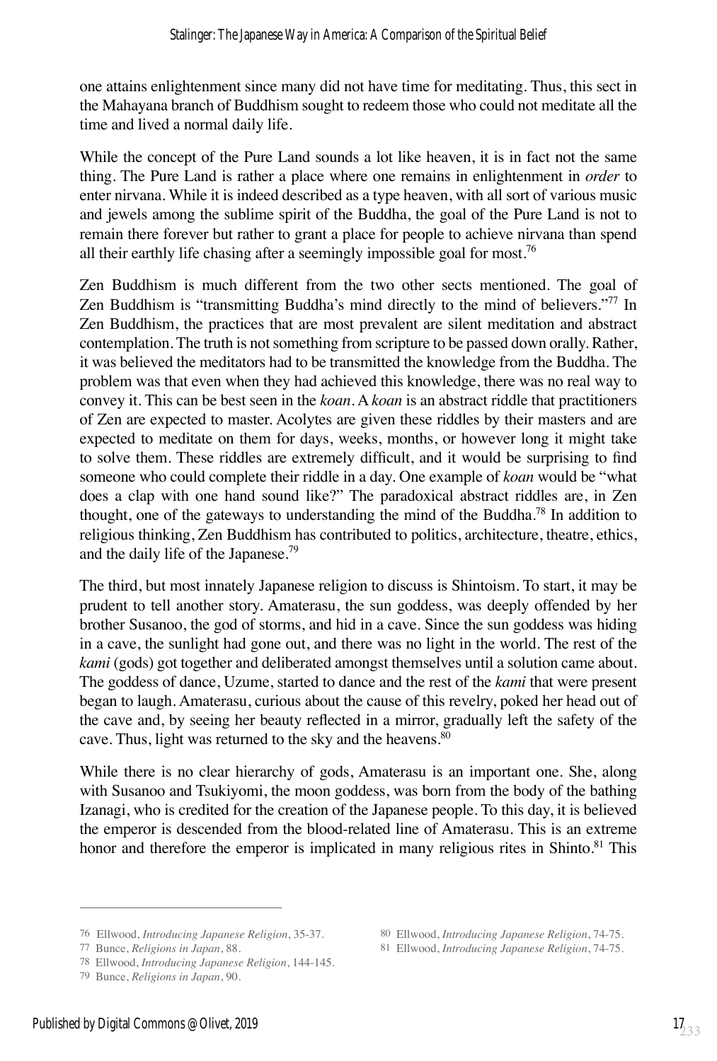one attains enlightenment since many did not have time for meditating. Thus, this sect in the Mahayana branch of Buddhism sought to redeem those who could not meditate all the time and lived a normal daily life.

While the concept of the Pure Land sounds a lot like heaven, it is in fact not the same thing. The Pure Land is rather a place where one remains in enlightenment in *order* to enter nirvana. While it is indeed described as a type heaven, with all sort of various music and jewels among the sublime spirit of the Buddha, the goal of the Pure Land is not to remain there forever but rather to grant a place for people to achieve nirvana than spend all their earthly life chasing after a seemingly impossible goal for most.[76]

Zen Buddhism is much different from the two other sects mentioned. The goal of Zen Buddhism is "transmitting Buddha's mind directly to the mind of believers."[77] In Zen Buddhism, the practices that are most prevalent are silent meditation and abstract contemplation. The truth is not something from scripture to be passed down orally. Rather, it was believed the meditators had to be transmitted the knowledge from the Buddha. The problem was that even when they had achieved this knowledge, there was no real way to convey it. This can be best seen in the *koan*. A *koan* is an abstract riddle that practitioners of Zen are expected to master. Acolytes are given these riddles by their masters and are expected to meditate on them for days, weeks, months, or however long it might take to solve them. These riddles are extremely difficult, and it would be surprising to find someone who could complete their riddle in a day. One example of *koan* would be "what does a clap with one hand sound like?" The paradoxical abstract riddles are, in Zen thought, one of the gateways to understanding the mind of the Buddha.[78] In addition to religious thinking, Zen Buddhism has contributed to politics, architecture, theatre, ethics, and the daily life of the Japanese.[79]

The third, but most innately Japanese religion to discuss is Shintoism. To start, it may be prudent to tell another story. Amaterasu, the sun goddess, was deeply offended by her brother Susanoo, the god of storms, and hid in a cave. Since the sun goddess was hiding in a cave, the sunlight had gone out, and there was no light in the world. The rest of the *kami* (gods) got together and deliberated amongst themselves until a solution came about. The goddess of dance, Uzume, started to dance and the rest of the *kami* that were present began to laugh. Amaterasu, curious about the cause of this revelry, poked her head out of the cave and, by seeing her beauty reflected in a mirror, gradually left the safety of the cave. Thus, light was returned to the sky and the heavens.[80]

While there is no clear hierarchy of gods, Amaterasu is an important one. She, along with Susanoo and Tsukiyomi, the moon goddess, was born from the body of the bathing Izanagi, who is credited for the creation of the Japanese people. To this day, it is believed the emperor is descended from the blood-related line of Amaterasu. This is an extreme honor and therefore the emperor is implicated in many religious rites in Shinto.[81] This

---

76 Ellwood, *Introducing Japanese Religion*, 35-37.

77 Bunce, *Religions in Japan*, 88.

78 Ellwood, *Introducing Japanese Religion*, 144-145.

79 Bunce, *Religions in Japan*, 90.

80 Ellwood, *Introducing Japanese Religion*, 74-75.

81 Ellwood, *Introducing Japanese Religion*, 74-75.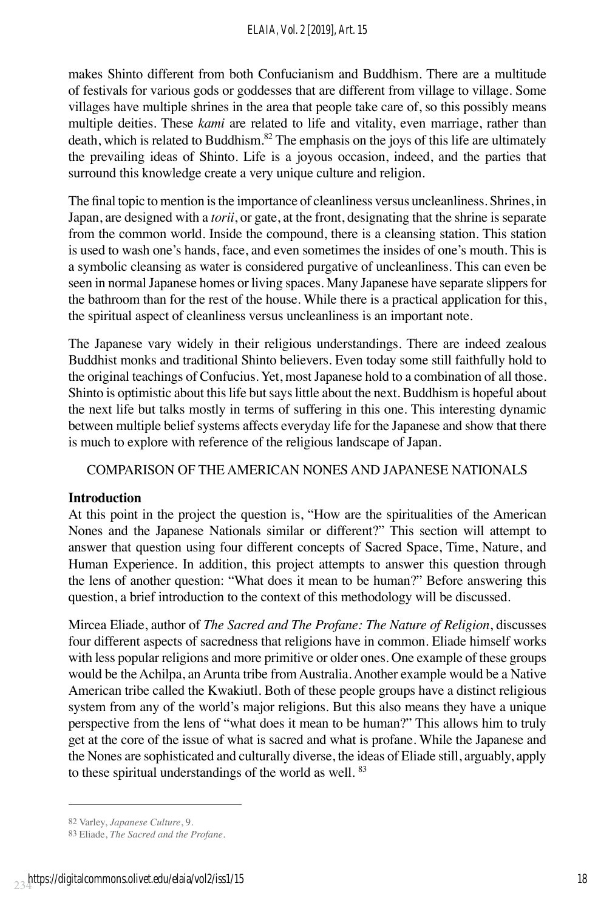makes Shinto different from both Confucianism and Buddhism. There are a multitude of festivals for various gods or goddesses that are different from village to village. Some villages have multiple shrines in the area that people take care of, so this possibly means multiple deities. These *kami* are related to life and vitality, even marriage, rather than death, which is related to Buddhism.[82] The emphasis on the joys of this life are ultimately the prevailing ideas of Shinto. Life is a joyous occasion, indeed, and the parties that surround this knowledge create a very unique culture and religion.

The final topic to mention is the importance of cleanliness versus uncleanliness. Shrines, in Japan, are designed with a *torii*, or gate, at the front, designating that the shrine is separate from the common world. Inside the compound, there is a cleansing station. This station is used to wash one's hands, face, and even sometimes the insides of one's mouth. This is a symbolic cleansing as water is considered purgative of uncleanliness. This can even be seen in normal Japanese homes or living spaces. Many Japanese have separate slippers for the bathroom than for the rest of the house. While there is a practical application for this, the spiritual aspect of cleanliness versus uncleanliness is an important note.

The Japanese vary widely in their religious understandings. There are indeed zealous Buddhist monks and traditional Shinto believers. Even today some still faithfully hold to the original teachings of Confucius. Yet, most Japanese hold to a combination of all those. Shinto is optimistic about this life but says little about the next. Buddhism is hopeful about the next life but talks mostly in terms of suffering in this one. This interesting dynamic between multiple belief systems affects everyday life for the Japanese and show that there is much to explore with reference of the religious landscape of Japan.

## COMPARISON OF THE AMERICAN NONES AND JAPANESE NATIONALS

### Introduction

At this point in the project the question is, "How are the spiritualities of the American Nones and the Japanese Nationals similar or different?" This section will attempt to answer that question using four different concepts of Sacred Space, Time, Nature, and Human Experience. In addition, this project attempts to answer this question through the lens of another question: "What does it mean to be human?" Before answering this question, a brief introduction to the context of this methodology will be discussed.

Mircea Eliade, author of *The Sacred and The Profane: The Nature of Religion*, discusses four different aspects of sacredness that religions have in common. Eliade himself works with less popular religions and more primitive or older ones. One example of these groups would be the Achilpa, an Arunta tribe from Australia. Another example would be a Native American tribe called the Kwakiutl. Both of these people groups have a distinct religious system from any of the world's major religions. But this also means they have a unique perspective from the lens of "what does it mean to be human?" This allows him to truly get at the core of the issue of what is sacred and what is profane. While the Japanese and the Nones are sophisticated and culturally diverse, the ideas of Eliade still, arguably, apply to these spiritual understandings of the world as well.[83]

---

82 Varley, *Japanese Culture*, 9.

83 Eliade, *The Sacred and the Profane*.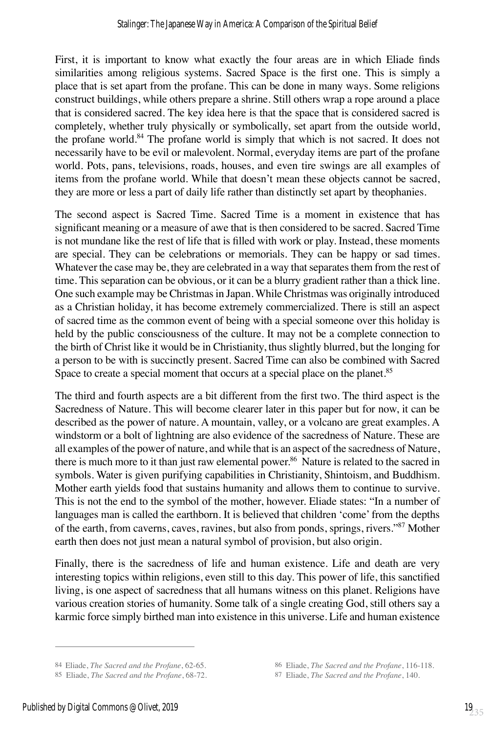First, it is important to know what exactly the four areas are in which Eliade finds similarities among religious systems. Sacred Space is the first one. This is simply a place that is set apart from the profane. This can be done in many ways. Some religions construct buildings, while others prepare a shrine. Still others wrap a rope around a place that is considered sacred. The key idea here is that the space that is considered sacred is completely, whether truly physically or symbolically, set apart from the outside world, the profane world.[84] The profane world is simply that which is not sacred. It does not necessarily have to be evil or malevolent. Normal, everyday items are part of the profane world. Pots, pans, televisions, roads, houses, and even tire swings are all examples of items from the profane world. While that doesn't mean these objects cannot be sacred, they are more or less a part of daily life rather than distinctly set apart by theophanies.

The second aspect is Sacred Time. Sacred Time is a moment in existence that has significant meaning or a measure of awe that is then considered to be sacred. Sacred Time is not mundane like the rest of life that is filled with work or play. Instead, these moments are special. They can be celebrations or memorials. They can be happy or sad times. Whatever the case may be, they are celebrated in a way that separates them from the rest of time. This separation can be obvious, or it can be a blurry gradient rather than a thick line. One such example may be Christmas in Japan. While Christmas was originally introduced as a Christian holiday, it has become extremely commercialized. There is still an aspect of sacred time as the common event of being with a special someone over this holiday is held by the public consciousness of the culture. It may not be a complete connection to the birth of Christ like it would be in Christianity, thus slightly blurred, but the longing for a person to be with is succinctly present. Sacred Time can also be combined with Sacred Space to create a special moment that occurs at a special place on the planet.[85]

The third and fourth aspects are a bit different from the first two. The third aspect is the Sacredness of Nature. This will become clearer later in this paper but for now, it can be described as the power of nature. A mountain, valley, or a volcano are great examples. A windstorm or a bolt of lightning are also evidence of the sacredness of Nature. These are all examples of the power of nature, and while that is an aspect of the sacredness of Nature, there is much more to it than just raw elemental power.[86] Nature is related to the sacred in symbols. Water is given purifying capabilities in Christianity, Shintoism, and Buddhism. Mother earth yields food that sustains humanity and allows them to continue to survive. This is not the end to the symbol of the mother, however. Eliade states: "In a number of languages man is called the earthborn. It is believed that children 'come' from the depths of the earth, from caverns, caves, ravines, but also from ponds, springs, rivers."[87] Mother earth then does not just mean a natural symbol of provision, but also origin.

Finally, there is the sacredness of life and human existence. Life and death are very interesting topics within religions, even still to this day. This power of life, this sanctified living, is one aspect of sacredness that all humans witness on this planet. Religions have various creation stories of humanity. Some talk of a single creating God, still others say a karmic force simply birthed man into existence in this universe. Life and human existence

---

84 Eliade, *The Sacred and the Profane*, 62-65.

85 Eliade, *The Sacred and the Profane*, 68-72.

86 Eliade, *The Sacred and the Profane*, 116-118.

87 Eliade, *The Sacred and the Profane*, 140.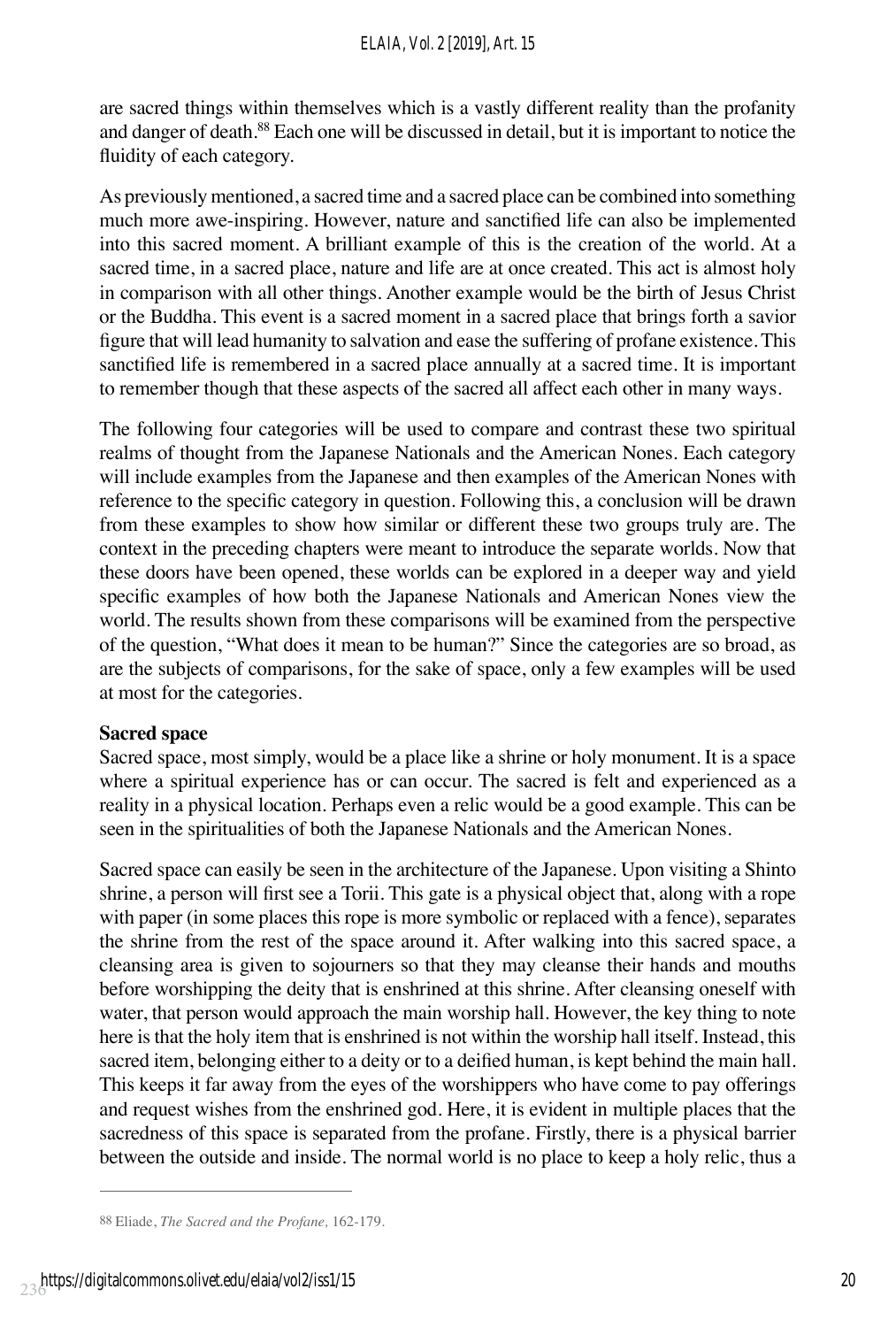are sacred things within themselves which is a vastly different reality than the profanity and danger of death.[88] Each one will be discussed in detail, but it is important to notice the fluidity of each category.

As previously mentioned, a sacred time and a sacred place can be combined into something much more awe-inspiring. However, nature and sanctified life can also be implemented into this sacred moment. A brilliant example of this is the creation of the world. At a sacred time, in a sacred place, nature and life are at once created. This act is almost holy in comparison with all other things. Another example would be the birth of Jesus Christ or the Buddha. This event is a sacred moment in a sacred place that brings forth a savior figure that will lead humanity to salvation and ease the suffering of profane existence. This sanctified life is remembered in a sacred place annually at a sacred time. It is important to remember though that these aspects of the sacred all affect each other in many ways.

The following four categories will be used to compare and contrast these two spiritual realms of thought from the Japanese Nationals and the American Nones. Each category will include examples from the Japanese and then examples of the American Nones with reference to the specific category in question. Following this, a conclusion will be drawn from these examples to show how similar or different these two groups truly are. The context in the preceding chapters were meant to introduce the separate worlds. Now that these doors have been opened, these worlds can be explored in a deeper way and yield specific examples of how both the Japanese Nationals and American Nones view the world. The results shown from these comparisons will be examined from the perspective of the question, "What does it mean to be human?" Since the categories are so broad, as are the subjects of comparisons, for the sake of space, only a few examples will be used at most for the categories.

**Sacred space**

Sacred space, most simply, would be a place like a shrine or holy monument. It is a space where a spiritual experience has or can occur. The sacred is felt and experienced as a reality in a physical location. Perhaps even a relic would be a good example. This can be seen in the spiritualities of both the Japanese Nationals and the American Nones.

Sacred space can easily be seen in the architecture of the Japanese. Upon visiting a Shinto shrine, a person will first see a Torii. This gate is a physical object that, along with a rope with paper (in some places this rope is more symbolic or replaced with a fence), separates the shrine from the rest of the space around it. After walking into this sacred space, a cleansing area is given to sojourners so that they may cleanse their hands and mouths before worshipping the deity that is enshrined at this shrine. After cleansing oneself with water, that person would approach the main worship hall. However, the key thing to note here is that the holy item that is enshrined is not within the worship hall itself. Instead, this sacred item, belonging either to a deity or to a deified human, is kept behind the main hall. This keeps it far away from the eyes of the worshippers who have come to pay offerings and request wishes from the enshrined god. Here, it is evident in multiple places that the sacredness of this space is separated from the profane. Firstly, there is a physical barrier between the outside and inside. The normal world is no place to keep a holy relic, thus a

---

88 Eliade, *The Sacred and the Profane,* 162-179.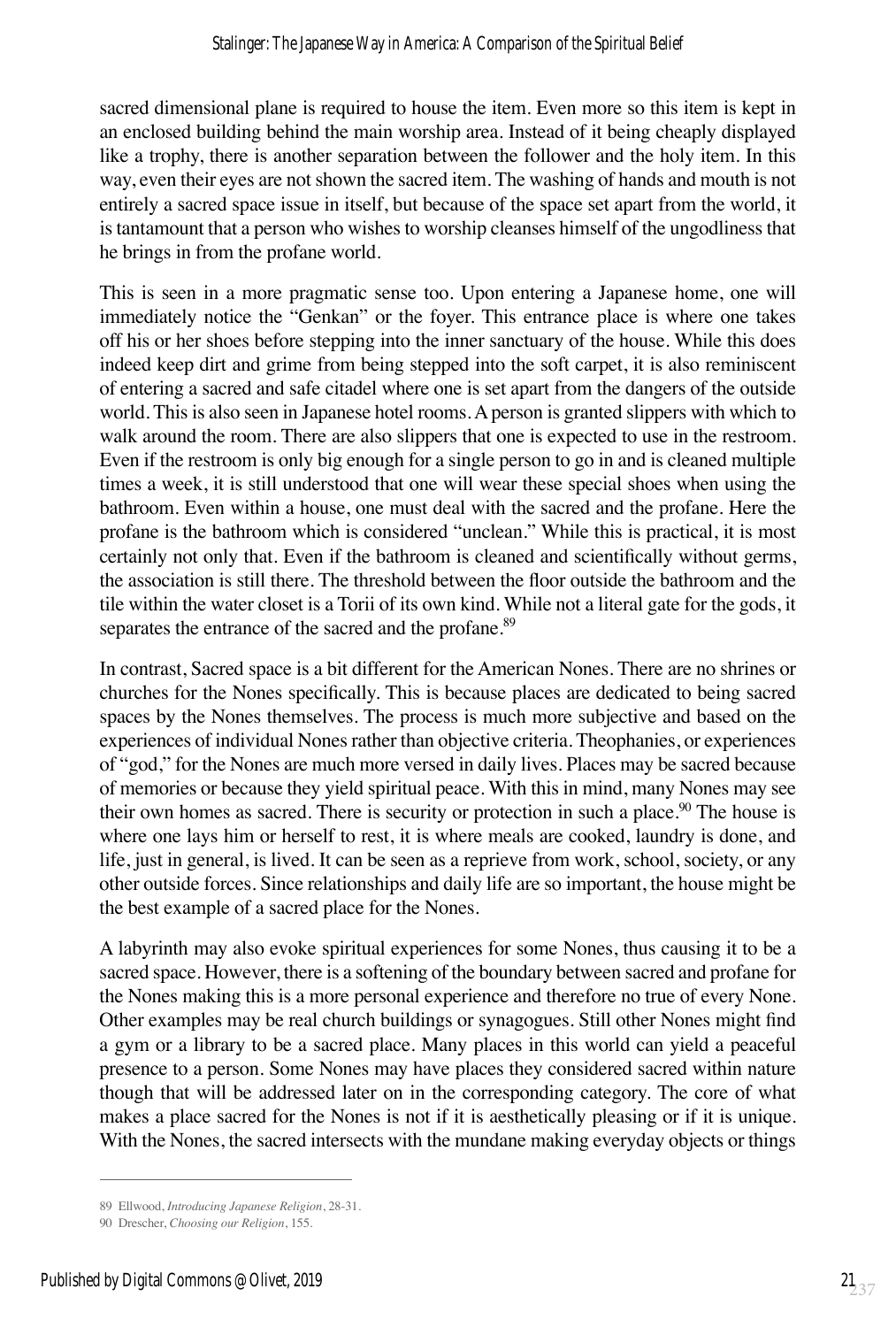sacred dimensional plane is required to house the item. Even more so this item is kept in an enclosed building behind the main worship area. Instead of it being cheaply displayed like a trophy, there is another separation between the follower and the holy item. In this way, even their eyes are not shown the sacred item. The washing of hands and mouth is not entirely a sacred space issue in itself, but because of the space set apart from the world, it is tantamount that a person who wishes to worship cleanses himself of the ungodliness that he brings in from the profane world.

This is seen in a more pragmatic sense too. Upon entering a Japanese home, one will immediately notice the "Genkan" or the foyer. This entrance place is where one takes off his or her shoes before stepping into the inner sanctuary of the house. While this does indeed keep dirt and grime from being stepped into the soft carpet, it is also reminiscent of entering a sacred and safe citadel where one is set apart from the dangers of the outside world. This is also seen in Japanese hotel rooms. A person is granted slippers with which to walk around the room. There are also slippers that one is expected to use in the restroom. Even if the restroom is only big enough for a single person to go in and is cleaned multiple times a week, it is still understood that one will wear these special shoes when using the bathroom. Even within a house, one must deal with the sacred and the profane. Here the profane is the bathroom which is considered "unclean." While this is practical, it is most certainly not only that. Even if the bathroom is cleaned and scientifically without germs, the association is still there. The threshold between the floor outside the bathroom and the tile within the water closet is a Torii of its own kind. While not a literal gate for the gods, it separates the entrance of the sacred and the profane.[89]

In contrast, Sacred space is a bit different for the American Nones. There are no shrines or churches for the Nones specifically. This is because places are dedicated to being sacred spaces by the Nones themselves. The process is much more subjective and based on the experiences of individual Nones rather than objective criteria. Theophanies, or experiences of "god," for the Nones are much more versed in daily lives. Places may be sacred because of memories or because they yield spiritual peace. With this in mind, many Nones may see their own homes as sacred. There is security or protection in such a place.[90] The house is where one lays him or herself to rest, it is where meals are cooked, laundry is done, and life, just in general, is lived. It can be seen as a reprieve from work, school, society, or any other outside forces. Since relationships and daily life are so important, the house might be the best example of a sacred place for the Nones.

A labyrinth may also evoke spiritual experiences for some Nones, thus causing it to be a sacred space. However, there is a softening of the boundary between sacred and profane for the Nones making this is a more personal experience and therefore no true of every None. Other examples may be real church buildings or synagogues. Still other Nones might find a gym or a library to be a sacred place. Many places in this world can yield a peaceful presence to a person. Some Nones may have places they considered sacred within nature though that will be addressed later on in the corresponding category. The core of what makes a place sacred for the Nones is not if it is aesthetically pleasing or if it is unique. With the Nones, the sacred intersects with the mundane making everyday objects or things

---

89 Ellwood, *Introducing Japanese Religion*, 28-31.

90 Drescher, *Choosing our Religion*, 155.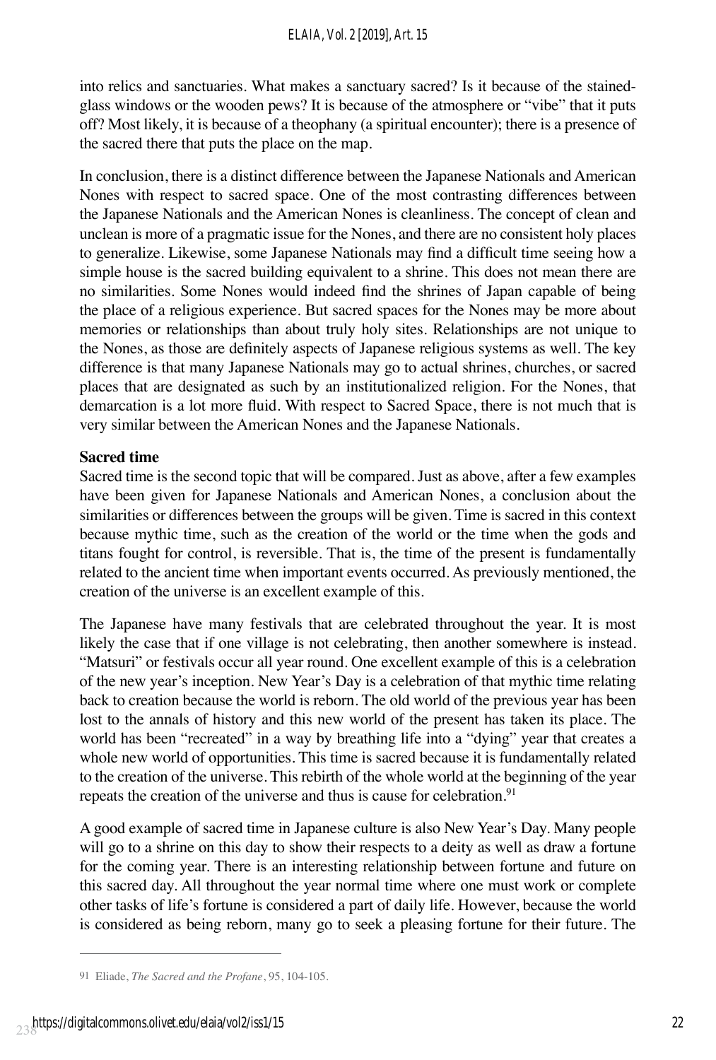into relics and sanctuaries. What makes a sanctuary sacred? Is it because of the stained-glass windows or the wooden pews? It is because of the atmosphere or "vibe" that it puts off? Most likely, it is because of a theophany (a spiritual encounter); there is a presence of the sacred there that puts the place on the map.

In conclusion, there is a distinct difference between the Japanese Nationals and American Nones with respect to sacred space. One of the most contrasting differences between the Japanese Nationals and the American Nones is cleanliness. The concept of clean and unclean is more of a pragmatic issue for the Nones, and there are no consistent holy places to generalize. Likewise, some Japanese Nationals may find a difficult time seeing how a simple house is the sacred building equivalent to a shrine. This does not mean there are no similarities. Some Nones would indeed find the shrines of Japan capable of being the place of a religious experience. But sacred spaces for the Nones may be more about memories or relationships than about truly holy sites. Relationships are not unique to the Nones, as those are definitely aspects of Japanese religious systems as well. The key difference is that many Japanese Nationals may go to actual shrines, churches, or sacred places that are designated as such by an institutionalized religion. For the Nones, that demarcation is a lot more fluid. With respect to Sacred Space, there is not much that is very similar between the American Nones and the Japanese Nationals.

**Sacred time**

Sacred time is the second topic that will be compared. Just as above, after a few examples have been given for Japanese Nationals and American Nones, a conclusion about the similarities or differences between the groups will be given. Time is sacred in this context because mythic time, such as the creation of the world or the time when the gods and titans fought for control, is reversible. That is, the time of the present is fundamentally related to the ancient time when important events occurred. As previously mentioned, the creation of the universe is an excellent example of this.

The Japanese have many festivals that are celebrated throughout the year. It is most likely the case that if one village is not celebrating, then another somewhere is instead. "Matsuri" or festivals occur all year round. One excellent example of this is a celebration of the new year's inception. New Year's Day is a celebration of that mythic time relating back to creation because the world is reborn. The old world of the previous year has been lost to the annals of history and this new world of the present has taken its place. The world has been "recreated" in a way by breathing life into a "dying" year that creates a whole new world of opportunities. This time is sacred because it is fundamentally related to the creation of the universe. This rebirth of the whole world at the beginning of the year repeats the creation of the universe and thus is cause for celebration.[91]

A good example of sacred time in Japanese culture is also New Year's Day. Many people will go to a shrine on this day to show their respects to a deity as well as draw a fortune for the coming year. There is an interesting relationship between fortune and future on this sacred day. All throughout the year normal time where one must work or complete other tasks of life's fortune is considered a part of daily life. However, because the world is considered as being reborn, many go to seek a pleasing fortune for their future. The

---

91 Eliade, *The Sacred and the Profane*, 95, 104-105.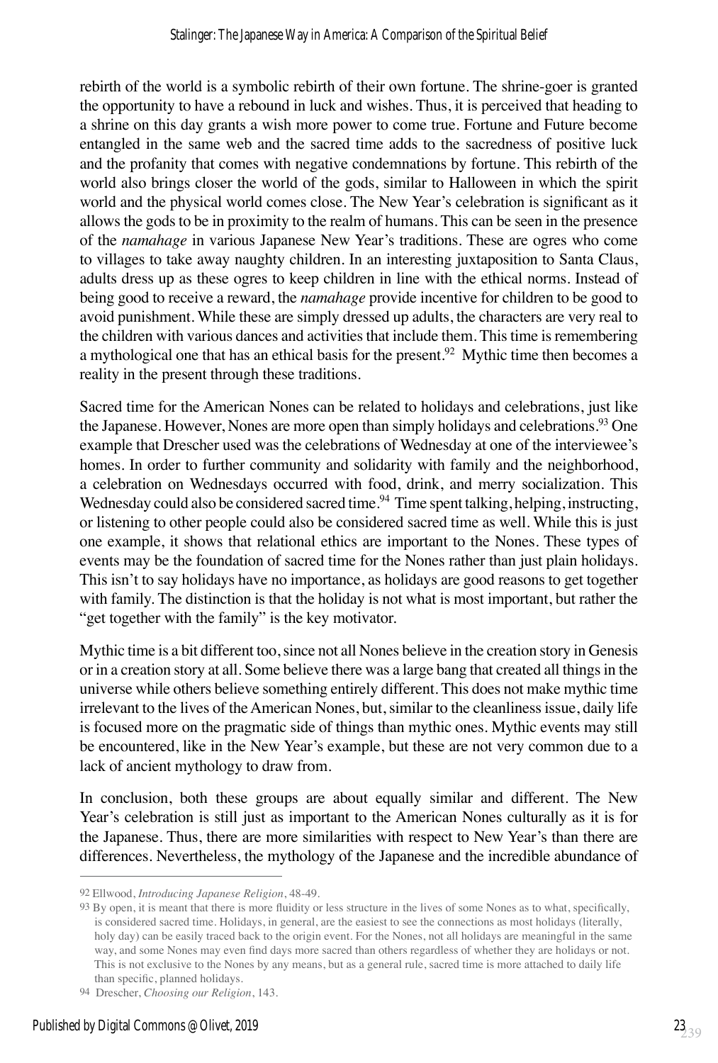rebirth of the world is a symbolic rebirth of their own fortune. The shrine-goer is granted the opportunity to have a rebound in luck and wishes. Thus, it is perceived that heading to a shrine on this day grants a wish more power to come true. Fortune and Future become entangled in the same web and the sacred time adds to the sacredness of positive luck and the profanity that comes with negative condemnations by fortune. This rebirth of the world also brings closer the world of the gods, similar to Halloween in which the spirit world and the physical world comes close. The New Year's celebration is significant as it allows the gods to be in proximity to the realm of humans. This can be seen in the presence of the *namahage* in various Japanese New Year's traditions. These are ogres who come to villages to take away naughty children. In an interesting juxtaposition to Santa Claus, adults dress up as these ogres to keep children in line with the ethical norms. Instead of being good to receive a reward, the *namahage* provide incentive for children to be good to avoid punishment. While these are simply dressed up adults, the characters are very real to the children with various dances and activities that include them. This time is remembering a mythological one that has an ethical basis for the present.[92] Mythic time then becomes a reality in the present through these traditions.

Sacred time for the American Nones can be related to holidays and celebrations, just like the Japanese. However, Nones are more open than simply holidays and celebrations.[93] One example that Drescher used was the celebrations of Wednesday at one of the interviewee's homes. In order to further community and solidarity with family and the neighborhood, a celebration on Wednesdays occurred with food, drink, and merry socialization. This Wednesday could also be considered sacred time.[94] Time spent talking, helping, instructing, or listening to other people could also be considered sacred time as well. While this is just one example, it shows that relational ethics are important to the Nones. These types of events may be the foundation of sacred time for the Nones rather than just plain holidays. This isn't to say holidays have no importance, as holidays are good reasons to get together with family. The distinction is that the holiday is not what is most important, but rather the "get together with the family" is the key motivator.

Mythic time is a bit different too, since not all Nones believe in the creation story in Genesis or in a creation story at all. Some believe there was a large bang that created all things in the universe while others believe something entirely different. This does not make mythic time irrelevant to the lives of the American Nones, but, similar to the cleanliness issue, daily life is focused more on the pragmatic side of things than mythic ones. Mythic events may still be encountered, like in the New Year's example, but these are not very common due to a lack of ancient mythology to draw from.

In conclusion, both these groups are about equally similar and different. The New Year's celebration is still just as important to the American Nones culturally as it is for the Japanese. Thus, there are more similarities with respect to New Year's than there are differences. Nevertheless, the mythology of the Japanese and the incredible abundance of

---

92 Ellwood, *Introducing Japanese Religion*, 48-49.

93 By open, it is meant that there is more fluidity or less structure in the lives of some Nones as to what, specifically, is considered sacred time. Holidays, in general, are the easiest to see the connections as most holidays (literally, holy day) can be easily traced back to the origin event. For the Nones, not all holidays are meaningful in the same way, and some Nones may even find days more sacred than others regardless of whether they are holidays or not. This is not exclusive to the Nones by any means, but as a general rule, sacred time is more attached to daily life than specific, planned holidays.

94 Drescher, *Choosing our Religion*, 143.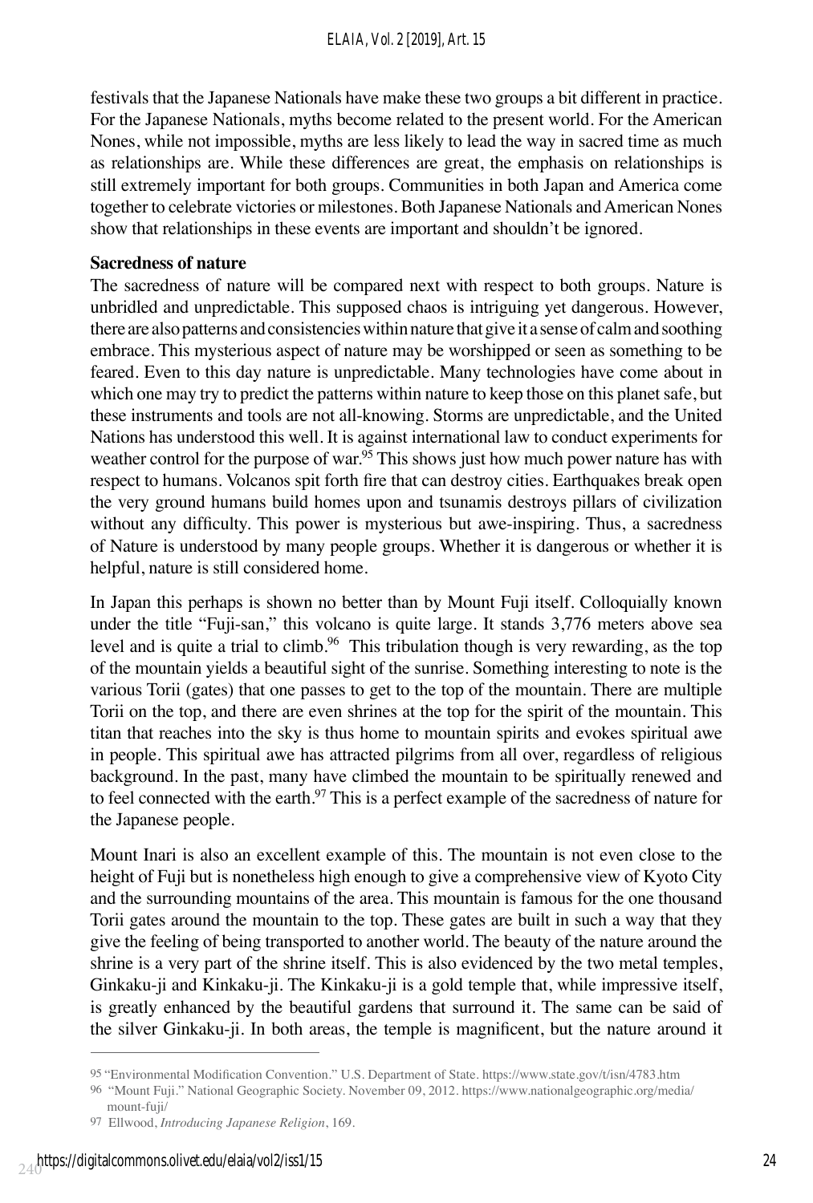festivals that the Japanese Nationals have make these two groups a bit different in practice. For the Japanese Nationals, myths become related to the present world. For the American Nones, while not impossible, myths are less likely to lead the way in sacred time as much as relationships are. While these differences are great, the emphasis on relationships is still extremely important for both groups. Communities in both Japan and America come together to celebrate victories or milestones. Both Japanese Nationals and American Nones show that relationships in these events are important and shouldn't be ignored.

**Sacredness of nature**

The sacredness of nature will be compared next with respect to both groups. Nature is unbridled and unpredictable. This supposed chaos is intriguing yet dangerous. However, there are also patterns and consistencies within nature that give it a sense of calm and soothing embrace. This mysterious aspect of nature may be worshipped or seen as something to be feared. Even to this day nature is unpredictable. Many technologies have come about in which one may try to predict the patterns within nature to keep those on this planet safe, but these instruments and tools are not all-knowing. Storms are unpredictable, and the United Nations has understood this well. It is against international law to conduct experiments for weather control for the purpose of war.[95] This shows just how much power nature has with respect to humans. Volcanos spit forth fire that can destroy cities. Earthquakes break open the very ground humans build homes upon and tsunamis destroys pillars of civilization without any difficulty. This power is mysterious but awe-inspiring. Thus, a sacredness of Nature is understood by many people groups. Whether it is dangerous or whether it is helpful, nature is still considered home.

In Japan this perhaps is shown no better than by Mount Fuji itself. Colloquially known under the title "Fuji-san," this volcano is quite large. It stands 3,776 meters above sea level and is quite a trial to climb.[96] This tribulation though is very rewarding, as the top of the mountain yields a beautiful sight of the sunrise. Something interesting to note is the various Torii (gates) that one passes to get to the top of the mountain. There are multiple Torii on the top, and there are even shrines at the top for the spirit of the mountain. This titan that reaches into the sky is thus home to mountain spirits and evokes spiritual awe in people. This spiritual awe has attracted pilgrims from all over, regardless of religious background. In the past, many have climbed the mountain to be spiritually renewed and to feel connected with the earth.[97] This is a perfect example of the sacredness of nature for the Japanese people.

Mount Inari is also an excellent example of this. The mountain is not even close to the height of Fuji but is nonetheless high enough to give a comprehensive view of Kyoto City and the surrounding mountains of the area. This mountain is famous for the one thousand Torii gates around the mountain to the top. These gates are built in such a way that they give the feeling of being transported to another world. The beauty of the nature around the shrine is a very part of the shrine itself. This is also evidenced by the two metal temples, Ginkaku-ji and Kinkaku-ji. The Kinkaku-ji is a gold temple that, while impressive itself, is greatly enhanced by the beautiful gardens that surround it. The same can be said of the silver Ginkaku-ji. In both areas, the temple is magnificent, but the nature around it

---

95 "Environmental Modification Convention." U.S. Department of State. https://www.state.gov/t/isn/4783.htm

96 "Mount Fuji." National Geographic Society. November 09, 2012. https://www.nationalgeographic.org/media/mount-fuji/

97 Ellwood, *Introducing Japanese Religion*, 169.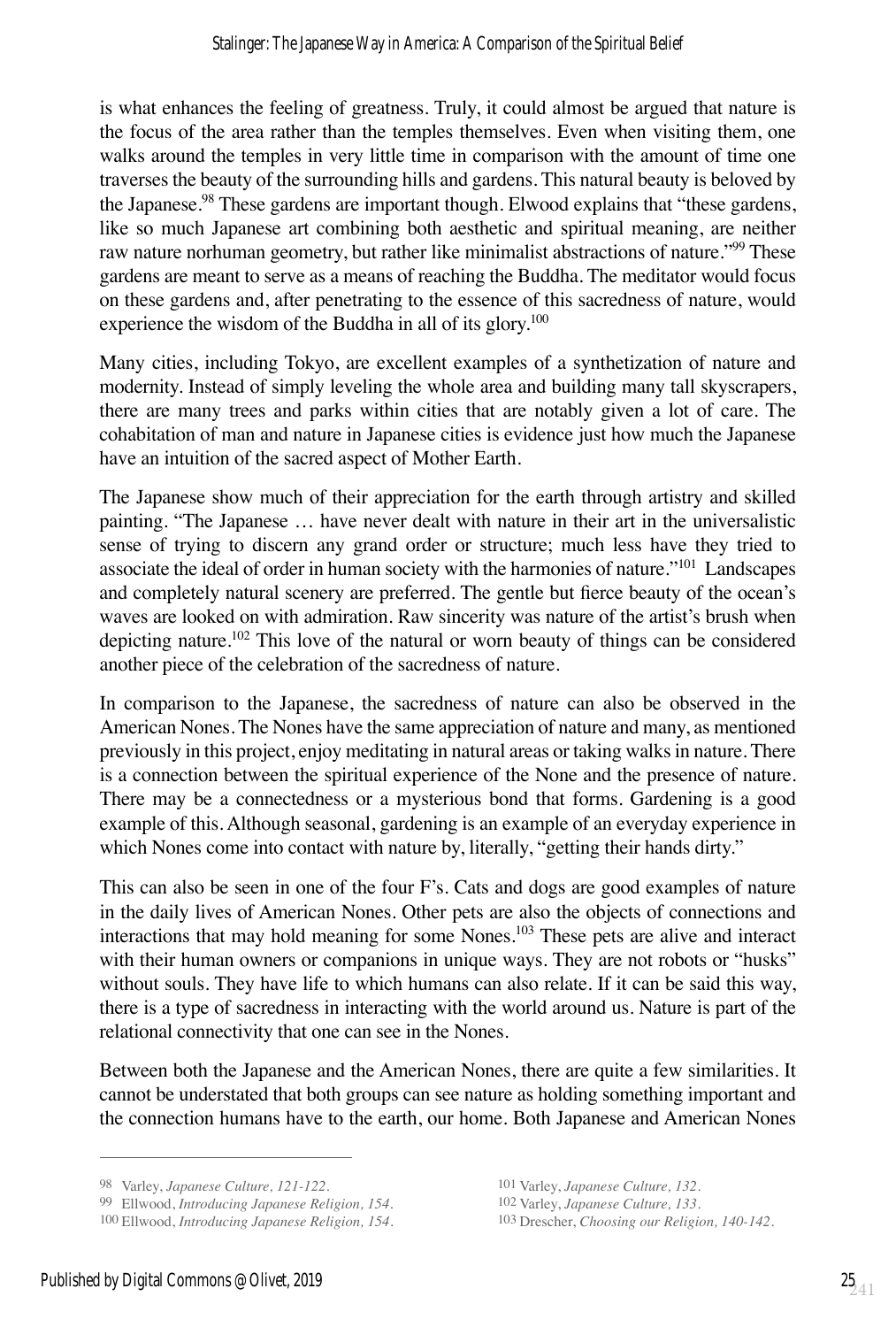is what enhances the feeling of greatness. Truly, it could almost be argued that nature is the focus of the area rather than the temples themselves. Even when visiting them, one walks around the temples in very little time in comparison with the amount of time one traverses the beauty of the surrounding hills and gardens. This natural beauty is beloved by the Japanese.[98] These gardens are important though. Elwood explains that "these gardens, like so much Japanese art combining both aesthetic and spiritual meaning, are neither raw nature norhuman geometry, but rather like minimalist abstractions of nature."[99] These gardens are meant to serve as a means of reaching the Buddha. The meditator would focus on these gardens and, after penetrating to the essence of this sacredness of nature, would experience the wisdom of the Buddha in all of its glory.[100]

Many cities, including Tokyo, are excellent examples of a synthetization of nature and modernity. Instead of simply leveling the whole area and building many tall skyscrapers, there are many trees and parks within cities that are notably given a lot of care. The cohabitation of man and nature in Japanese cities is evidence just how much the Japanese have an intuition of the sacred aspect of Mother Earth.

The Japanese show much of their appreciation for the earth through artistry and skilled painting. "The Japanese … have never dealt with nature in their art in the universalistic sense of trying to discern any grand order or structure; much less have they tried to associate the ideal of order in human society with the harmonies of nature."[101] Landscapes and completely natural scenery are preferred. The gentle but fierce beauty of the ocean's waves are looked on with admiration. Raw sincerity was nature of the artist's brush when depicting nature.[102] This love of the natural or worn beauty of things can be considered another piece of the celebration of the sacredness of nature.

In comparison to the Japanese, the sacredness of nature can also be observed in the American Nones. The Nones have the same appreciation of nature and many, as mentioned previously in this project, enjoy meditating in natural areas or taking walks in nature. There is a connection between the spiritual experience of the None and the presence of nature. There may be a connectedness or a mysterious bond that forms. Gardening is a good example of this. Although seasonal, gardening is an example of an everyday experience in which Nones come into contact with nature by, literally, "getting their hands dirty."

This can also be seen in one of the four F's. Cats and dogs are good examples of nature in the daily lives of American Nones. Other pets are also the objects of connections and interactions that may hold meaning for some Nones.[103] These pets are alive and interact with their human owners or companions in unique ways. They are not robots or "husks" without souls. They have life to which humans can also relate. If it can be said this way, there is a type of sacredness in interacting with the world around us. Nature is part of the relational connectivity that one can see in the Nones.

Between both the Japanese and the American Nones, there are quite a few similarities. It cannot be understated that both groups can see nature as holding something important and the connection humans have to the earth, our home. Both Japanese and American Nones

---

98 Varley, *Japanese Culture, 121-122.*

99 Ellwood, *Introducing Japanese Religion, 154.*

100 Ellwood, *Introducing Japanese Religion, 154.*

101 Varley, *Japanese Culture, 132.*

102 Varley, *Japanese Culture, 133.*

103 Drescher, *Choosing our Religion, 140-142.*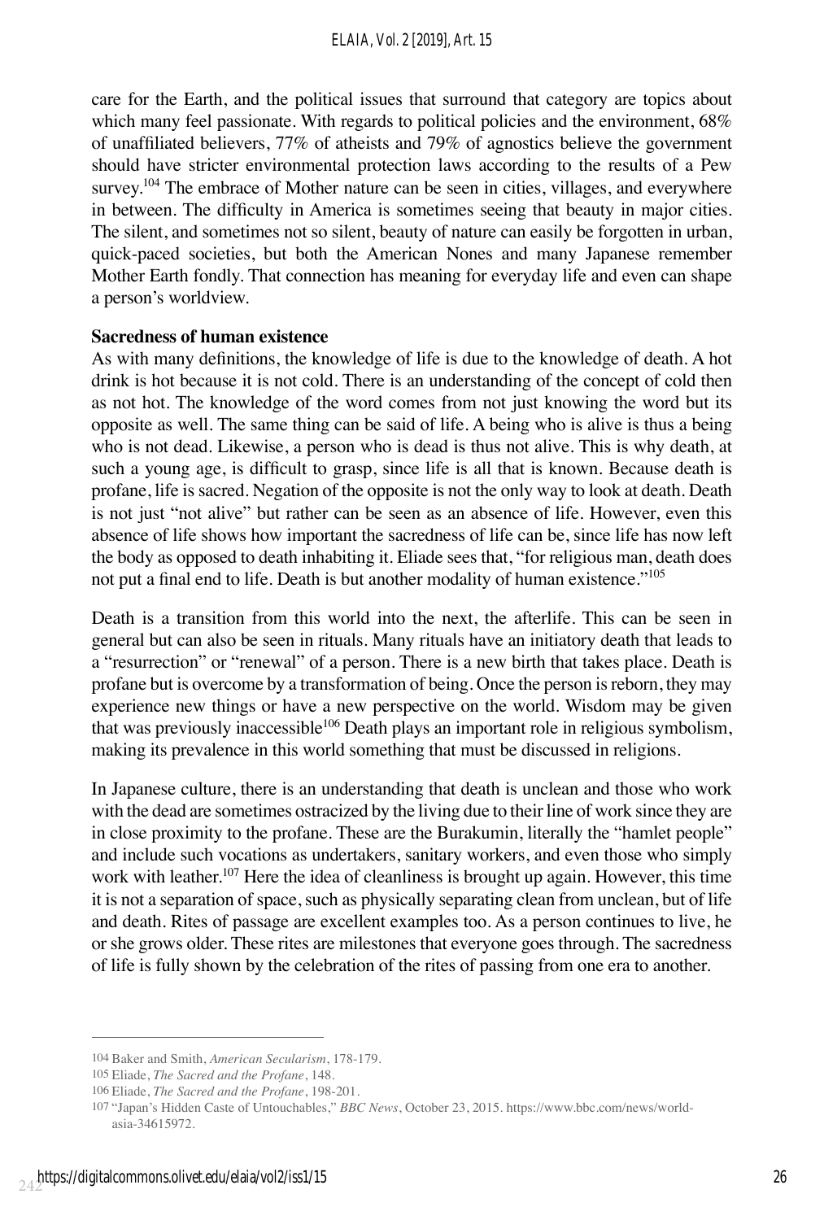care for the Earth, and the political issues that surround that category are topics about which many feel passionate. With regards to political policies and the environment, 68% of unaffiliated believers, 77% of atheists and 79% of agnostics believe the government should have stricter environmental protection laws according to the results of a Pew survey.[104] The embrace of Mother nature can be seen in cities, villages, and everywhere in between. The difficulty in America is sometimes seeing that beauty in major cities. The silent, and sometimes not so silent, beauty of nature can easily be forgotten in urban, quick-paced societies, but both the American Nones and many Japanese remember Mother Earth fondly. That connection has meaning for everyday life and even can shape a person's worldview.

**Sacredness of human existence**

As with many definitions, the knowledge of life is due to the knowledge of death. A hot drink is hot because it is not cold. There is an understanding of the concept of cold then as not hot. The knowledge of the word comes from not just knowing the word but its opposite as well. The same thing can be said of life. A being who is alive is thus a being who is not dead. Likewise, a person who is dead is thus not alive. This is why death, at such a young age, is difficult to grasp, since life is all that is known. Because death is profane, life is sacred. Negation of the opposite is not the only way to look at death. Death is not just "not alive" but rather can be seen as an absence of life. However, even this absence of life shows how important the sacredness of life can be, since life has now left the body as opposed to death inhabiting it. Eliade sees that, "for religious man, death does not put a final end to life. Death is but another modality of human existence."[105]

Death is a transition from this world into the next, the afterlife. This can be seen in general but can also be seen in rituals. Many rituals have an initiatory death that leads to a "resurrection" or "renewal" of a person. There is a new birth that takes place. Death is profane but is overcome by a transformation of being. Once the person is reborn, they may experience new things or have a new perspective on the world. Wisdom may be given that was previously inaccessible[106] Death plays an important role in religious symbolism, making its prevalence in this world something that must be discussed in religions.

In Japanese culture, there is an understanding that death is unclean and those who work with the dead are sometimes ostracized by the living due to their line of work since they are in close proximity to the profane. These are the Burakumin, literally the "hamlet people" and include such vocations as undertakers, sanitary workers, and even those who simply work with leather.[107] Here the idea of cleanliness is brought up again. However, this time it is not a separation of space, such as physically separating clean from unclean, but of life and death. Rites of passage are excellent examples too. As a person continues to live, he or she grows older. These rites are milestones that everyone goes through. The sacredness of life is fully shown by the celebration of the rites of passing from one era to another.

---

104 Baker and Smith, *American Secularism*, 178-179.

105 Eliade, *The Sacred and the Profane*, 148.

106 Eliade, *The Sacred and the Profane*, 198-201.

107 "Japan's Hidden Caste of Untouchables," *BBC News*, October 23, 2015. https://www.bbc.com/news/world-asia-34615972.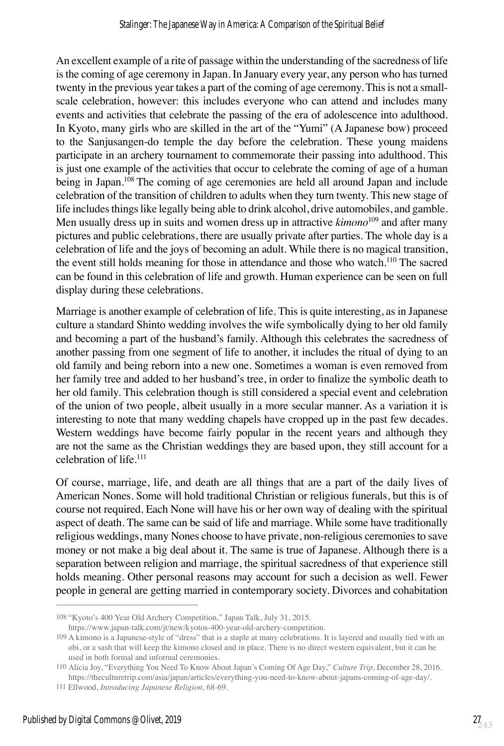An excellent example of a rite of passage within the understanding of the sacredness of life is the coming of age ceremony in Japan. In January every year, any person who has turned twenty in the previous year takes a part of the coming of age ceremony. This is not a small-scale celebration, however: this includes everyone who can attend and includes many events and activities that celebrate the passing of the era of adolescence into adulthood. In Kyoto, many girls who are skilled in the art of the "Yumi" (A Japanese bow) proceed to the Sanjusangen-do temple the day before the celebration. These young maidens participate in an archery tournament to commemorate their passing into adulthood. This is just one example of the activities that occur to celebrate the coming of age of a human being in Japan.[108] The coming of age ceremonies are held all around Japan and include celebration of the transition of children to adults when they turn twenty. This new stage of life includes things like legally being able to drink alcohol, drive automobiles, and gamble. Men usually dress up in suits and women dress up in attractive *kimono*[109] and after many pictures and public celebrations, there are usually private after parties. The whole day is a celebration of life and the joys of becoming an adult. While there is no magical transition, the event still holds meaning for those in attendance and those who watch.[110] The sacred can be found in this celebration of life and growth. Human experience can be seen on full display during these celebrations.

Marriage is another example of celebration of life. This is quite interesting, as in Japanese culture a standard Shinto wedding involves the wife symbolically dying to her old family and becoming a part of the husband's family. Although this celebrates the sacredness of another passing from one segment of life to another, it includes the ritual of dying to an old family and being reborn into a new one. Sometimes a woman is even removed from her family tree and added to her husband's tree, in order to finalize the symbolic death to her old family. This celebration though is still considered a special event and celebration of the union of two people, albeit usually in a more secular manner. As a variation it is interesting to note that many wedding chapels have cropped up in the past few decades. Western weddings have become fairly popular in the recent years and although they are not the same as the Christian weddings they are based upon, they still account for a celebration of life.[111]

Of course, marriage, life, and death are all things that are a part of the daily lives of American Nones. Some will hold traditional Christian or religious funerals, but this is of course not required. Each None will have his or her own way of dealing with the spiritual aspect of death. The same can be said of life and marriage. While some have traditionally religious weddings, many Nones choose to have private, non-religious ceremonies to save money or not make a big deal about it. The same is true of Japanese. Although there is a separation between religion and marriage, the spiritual sacredness of that experience still holds meaning. Other personal reasons may account for such a decision as well. Fewer people in general are getting married in contemporary society. Divorces and cohabitation

---

108 "Kyoto's 400 Year Old Archery Competition," Japan Talk, July 31, 2015. https://www.japan-talk.com/jt/new/kyotos-400-year-old-archery-competition.

109 A kimono is a Japanese-style of "dress" that is a staple at many celebrations. It is layered and usually tied with an obi, or a sash that will keep the kimono closed and in place. There is no direct western equivalent, but it can be used in both formal and informal ceremonies.

110 Alicia Joy, "Everything You Need To Know About Japan's Coming Of Age Day," *Culture Trip*, December 28, 2016. https://theculturetrip.com/asia/japan/articles/everything-you-need-to-know-about-japans-coming-of-age-day/.

111 Ellwood, *Introducing Japanese Religion*, 68-69.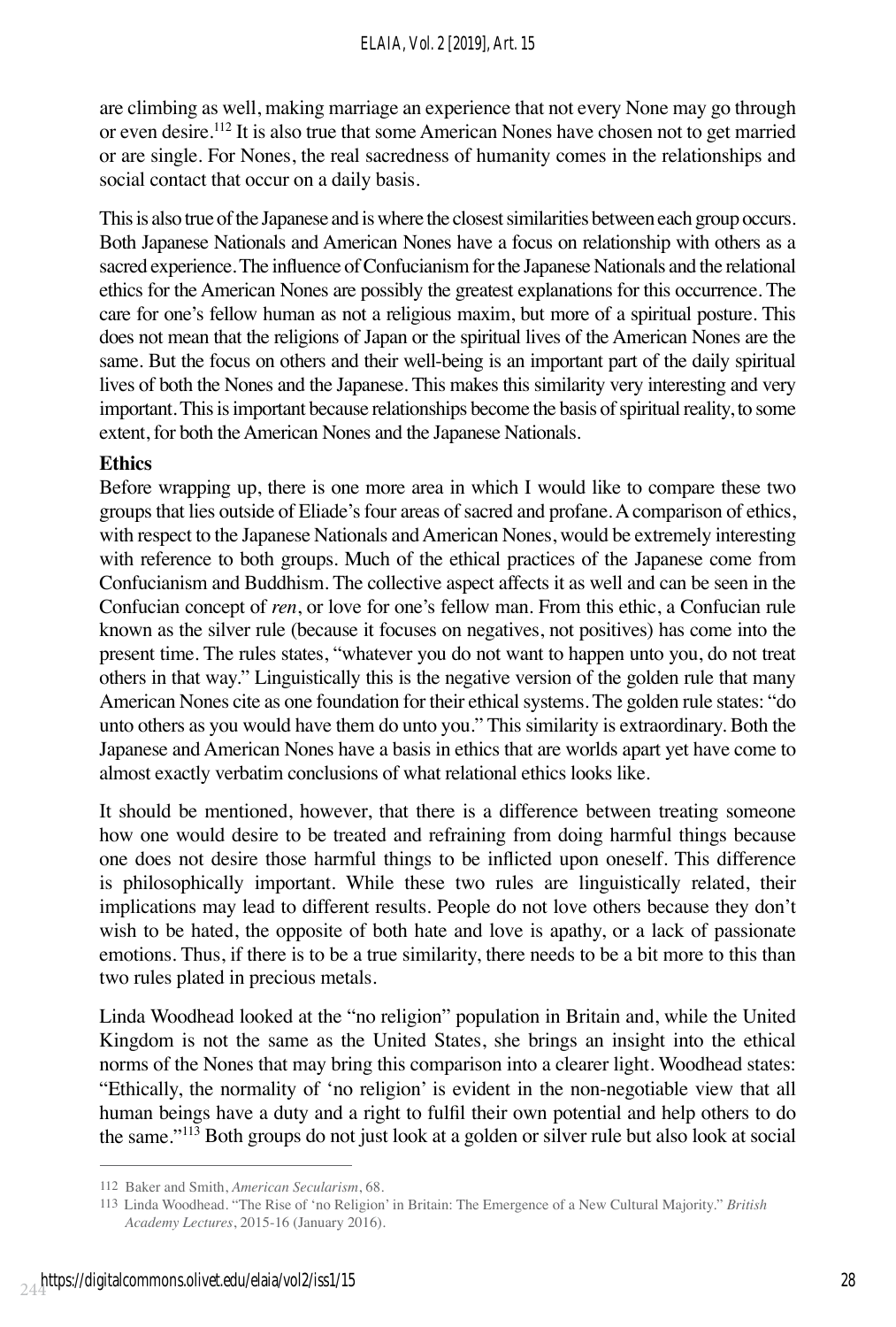are climbing as well, making marriage an experience that not every None may go through or even desire.[112] It is also true that some American Nones have chosen not to get married or are single. For Nones, the real sacredness of humanity comes in the relationships and social contact that occur on a daily basis.

This is also true of the Japanese and is where the closest similarities between each group occurs. Both Japanese Nationals and American Nones have a focus on relationship with others as a sacred experience. The influence of Confucianism for the Japanese Nationals and the relational ethics for the American Nones are possibly the greatest explanations for this occurrence. The care for one's fellow human as not a religious maxim, but more of a spiritual posture. This does not mean that the religions of Japan or the spiritual lives of the American Nones are the same. But the focus on others and their well-being is an important part of the daily spiritual lives of both the Nones and the Japanese. This makes this similarity very interesting and very important. This is important because relationships become the basis of spiritual reality, to some extent, for both the American Nones and the Japanese Nationals.

**Ethics**

Before wrapping up, there is one more area in which I would like to compare these two groups that lies outside of Eliade's four areas of sacred and profane. A comparison of ethics, with respect to the Japanese Nationals and American Nones, would be extremely interesting with reference to both groups. Much of the ethical practices of the Japanese come from Confucianism and Buddhism. The collective aspect affects it as well and can be seen in the Confucian concept of *ren*, or love for one's fellow man. From this ethic, a Confucian rule known as the silver rule (because it focuses on negatives, not positives) has come into the present time. The rules states, "whatever you do not want to happen unto you, do not treat others in that way." Linguistically this is the negative version of the golden rule that many American Nones cite as one foundation for their ethical systems. The golden rule states: "do unto others as you would have them do unto you." This similarity is extraordinary. Both the Japanese and American Nones have a basis in ethics that are worlds apart yet have come to almost exactly verbatim conclusions of what relational ethics looks like.

It should be mentioned, however, that there is a difference between treating someone how one would desire to be treated and refraining from doing harmful things because one does not desire those harmful things to be inflicted upon oneself. This difference is philosophically important. While these two rules are linguistically related, their implications may lead to different results. People do not love others because they don't wish to be hated, the opposite of both hate and love is apathy, or a lack of passionate emotions. Thus, if there is to be a true similarity, there needs to be a bit more to this than two rules plated in precious metals.

Linda Woodhead looked at the "no religion" population in Britain and, while the United Kingdom is not the same as the United States, she brings an insight into the ethical norms of the Nones that may bring this comparison into a clearer light. Woodhead states: "Ethically, the normality of 'no religion' is evident in the non-negotiable view that all human beings have a duty and a right to fulfil their own potential and help others to do the same."[113] Both groups do not just look at a golden or silver rule but also look at social

---

112 Baker and Smith, *American Secularism*, 68.

113 Linda Woodhead. "The Rise of 'no Religion' in Britain: The Emergence of a New Cultural Majority." *British Academy Lectures*, 2015-16 (January 2016).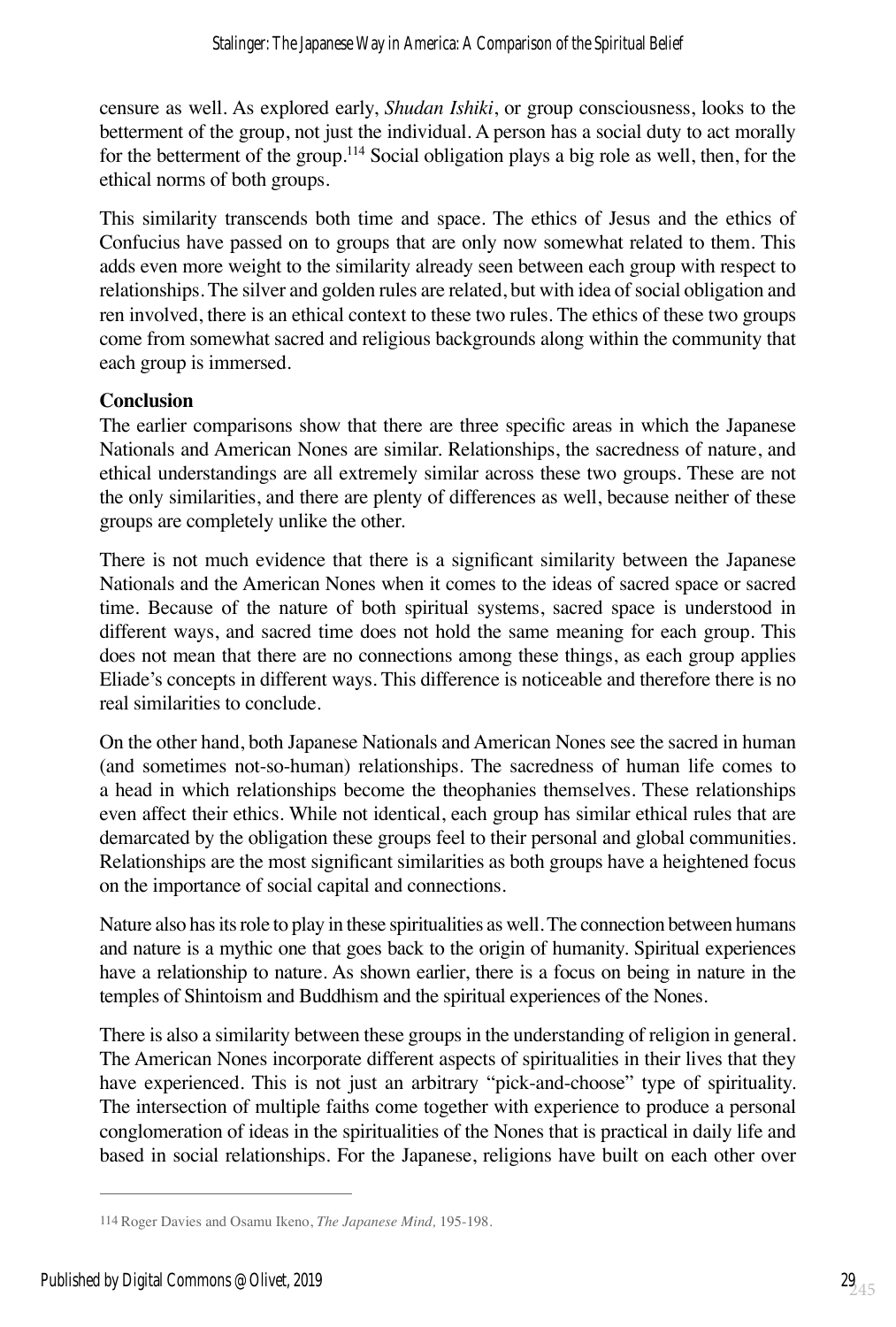censure as well. As explored early, *Shudan Ishiki*, or group consciousness, looks to the betterment of the group, not just the individual. A person has a social duty to act morally for the betterment of the group.[114] Social obligation plays a big role as well, then, for the ethical norms of both groups.

This similarity transcends both time and space. The ethics of Jesus and the ethics of Confucius have passed on to groups that are only now somewhat related to them. This adds even more weight to the similarity already seen between each group with respect to relationships. The silver and golden rules are related, but with idea of social obligation and ren involved, there is an ethical context to these two rules. The ethics of these two groups come from somewhat sacred and religious backgrounds along within the community that each group is immersed.

**Conclusion**

The earlier comparisons show that there are three specific areas in which the Japanese Nationals and American Nones are similar. Relationships, the sacredness of nature, and ethical understandings are all extremely similar across these two groups. These are not the only similarities, and there are plenty of differences as well, because neither of these groups are completely unlike the other.

There is not much evidence that there is a significant similarity between the Japanese Nationals and the American Nones when it comes to the ideas of sacred space or sacred time. Because of the nature of both spiritual systems, sacred space is understood in different ways, and sacred time does not hold the same meaning for each group. This does not mean that there are no connections among these things, as each group applies Eliade's concepts in different ways. This difference is noticeable and therefore there is no real similarities to conclude.

On the other hand, both Japanese Nationals and American Nones see the sacred in human (and sometimes not-so-human) relationships. The sacredness of human life comes to a head in which relationships become the theophanies themselves. These relationships even affect their ethics. While not identical, each group has similar ethical rules that are demarcated by the obligation these groups feel to their personal and global communities. Relationships are the most significant similarities as both groups have a heightened focus on the importance of social capital and connections.

Nature also has its role to play in these spiritualities as well. The connection between humans and nature is a mythic one that goes back to the origin of humanity. Spiritual experiences have a relationship to nature. As shown earlier, there is a focus on being in nature in the temples of Shintoism and Buddhism and the spiritual experiences of the Nones.

There is also a similarity between these groups in the understanding of religion in general. The American Nones incorporate different aspects of spiritualities in their lives that they have experienced. This is not just an arbitrary "pick-and-choose" type of spirituality. The intersection of multiple faiths come together with experience to produce a personal conglomeration of ideas in the spiritualities of the Nones that is practical in daily life and based in social relationships. For the Japanese, religions have built on each other over

---

114 Roger Davies and Osamu Ikeno, *The Japanese Mind,* 195-198.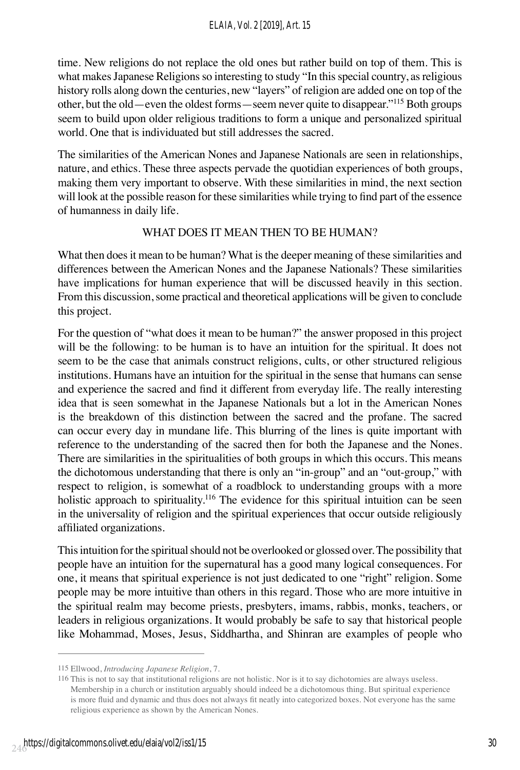time. New religions do not replace the old ones but rather build on top of them. This is what makes Japanese Religions so interesting to study "In this special country, as religious history rolls along down the centuries, new "layers" of religion are added one on top of the other, but the old—even the oldest forms—seem never quite to disappear."[115] Both groups seem to build upon older religious traditions to form a unique and personalized spiritual world. One that is individuated but still addresses the sacred.

The similarities of the American Nones and Japanese Nationals are seen in relationships, nature, and ethics. These three aspects pervade the quotidian experiences of both groups, making them very important to observe. With these similarities in mind, the next section will look at the possible reason for these similarities while trying to find part of the essence of humanness in daily life.

## WHAT DOES IT MEAN THEN TO BE HUMAN?

What then does it mean to be human? What is the deeper meaning of these similarities and differences between the American Nones and the Japanese Nationals? These similarities have implications for human experience that will be discussed heavily in this section. From this discussion, some practical and theoretical applications will be given to conclude this project.

For the question of "what does it mean to be human?" the answer proposed in this project will be the following: to be human is to have an intuition for the spiritual. It does not seem to be the case that animals construct religions, cults, or other structured religious institutions. Humans have an intuition for the spiritual in the sense that humans can sense and experience the sacred and find it different from everyday life. The really interesting idea that is seen somewhat in the Japanese Nationals but a lot in the American Nones is the breakdown of this distinction between the sacred and the profane. The sacred can occur every day in mundane life. This blurring of the lines is quite important with reference to the understanding of the sacred then for both the Japanese and the Nones. There are similarities in the spiritualities of both groups in which this occurs. This means the dichotomous understanding that there is only an "in-group" and an "out-group," with respect to religion, is somewhat of a roadblock to understanding groups with a more holistic approach to spirituality.[116] The evidence for this spiritual intuition can be seen in the universality of religion and the spiritual experiences that occur outside religiously affiliated organizations.

This intuition for the spiritual should not be overlooked or glossed over. The possibility that people have an intuition for the supernatural has a good many logical consequences. For one, it means that spiritual experience is not just dedicated to one "right" religion. Some people may be more intuitive than others in this regard. Those who are more intuitive in the spiritual realm may become priests, presbyters, imams, rabbis, monks, teachers, or leaders in religious organizations. It would probably be safe to say that historical people like Mohammad, Moses, Jesus, Siddhartha, and Shinran are examples of people who

---

115 Ellwood, *Introducing Japanese Religion*, 7.

116 This is not to say that institutional religions are not holistic. Nor is it to say dichotomies are always useless. Membership in a church or institution arguably should indeed be a dichotomous thing. But spiritual experience is more fluid and dynamic and thus does not always fit neatly into categorized boxes. Not everyone has the same religious experience as shown by the American Nones.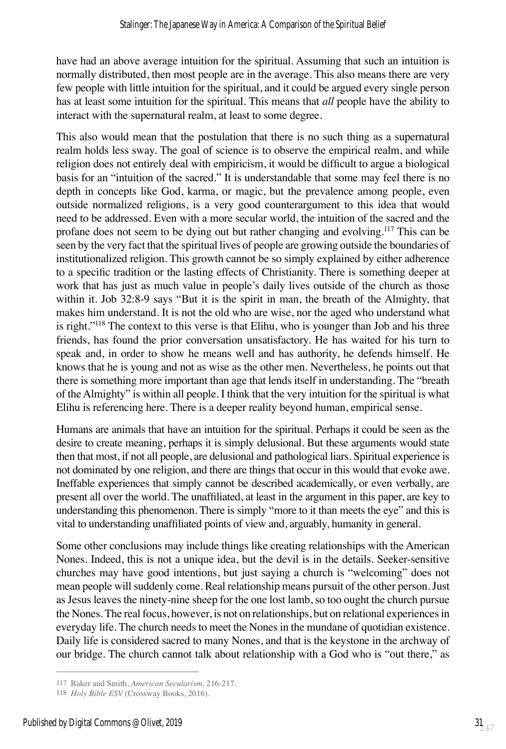have had an above average intuition for the spiritual. Assuming that such an intuition is normally distributed, then most people are in the average. This also means there are very few people with little intuition for the spiritual, and it could be argued every single person has at least some intuition for the spiritual. This means that *all* people have the ability to interact with the supernatural realm, at least to some degree.

This also would mean that the postulation that there is no such thing as a supernatural realm holds less sway. The goal of science is to observe the empirical realm, and while religion does not entirely deal with empiricism, it would be difficult to argue a biological basis for an "intuition of the sacred." It is understandable that some may feel there is no depth in concepts like God, karma, or magic, but the prevalence among people, even outside normalized religions, is a very good counterargument to this idea that would need to be addressed. Even with a more secular world, the intuition of the sacred and the profane does not seem to be dying out but rather changing and evolving.[117] This can be seen by the very fact that the spiritual lives of people are growing outside the boundaries of institutionalized religion. This growth cannot be so simply explained by either adherence to a specific tradition or the lasting effects of Christianity. There is something deeper at work that has just as much value in people's daily lives outside of the church as those within it. Job 32:8-9 says "But it is the spirit in man, the breath of the Almighty, that makes him understand. It is not the old who are wise, nor the aged who understand what is right."[118] The context to this verse is that Elihu, who is younger than Job and his three friends, has found the prior conversation unsatisfactory. He has waited for his turn to speak and, in order to show he means well and has authority, he defends himself. He knows that he is young and not as wise as the other men. Nevertheless, he points out that there is something more important than age that lends itself in understanding. The "breath of the Almighty" is within all people. I think that the very intuition for the spiritual is what Elihu is referencing here. There is a deeper reality beyond human, empirical sense.

Humans are animals that have an intuition for the spiritual. Perhaps it could be seen as the desire to create meaning, perhaps it is simply delusional. But these arguments would state then that most, if not all people, are delusional and pathological liars. Spiritual experience is not dominated by one religion, and there are things that occur in this would that evoke awe. Ineffable experiences that simply cannot be described academically, or even verbally, are present all over the world. The unaffiliated, at least in the argument in this paper, are key to understanding this phenomenon. There is simply "more to it than meets the eye" and this is vital to understanding unaffiliated points of view and, arguably, humanity in general.

Some other conclusions may include things like creating relationships with the American Nones. Indeed, this is not a unique idea, but the devil is in the details. Seeker-sensitive churches may have good intentions, but just saying a church is "welcoming" does not mean people will suddenly come. Real relationship means pursuit of the other person. Just as Jesus leaves the ninety-nine sheep for the one lost lamb, so too ought the church pursue the Nones. The real focus, however, is not on relationships, but on relational experiences in everyday life. The church needs to meet the Nones in the mundane of quotidian existence. Daily life is considered sacred to many Nones, and that is the keystone in the archway of our bridge. The church cannot talk about relationship with a God who is "out there," as

---

117 Baker and Smith, *American Secularism,* 216-217.

118 *Holy Bible ESV* (Crossway Books, 2016).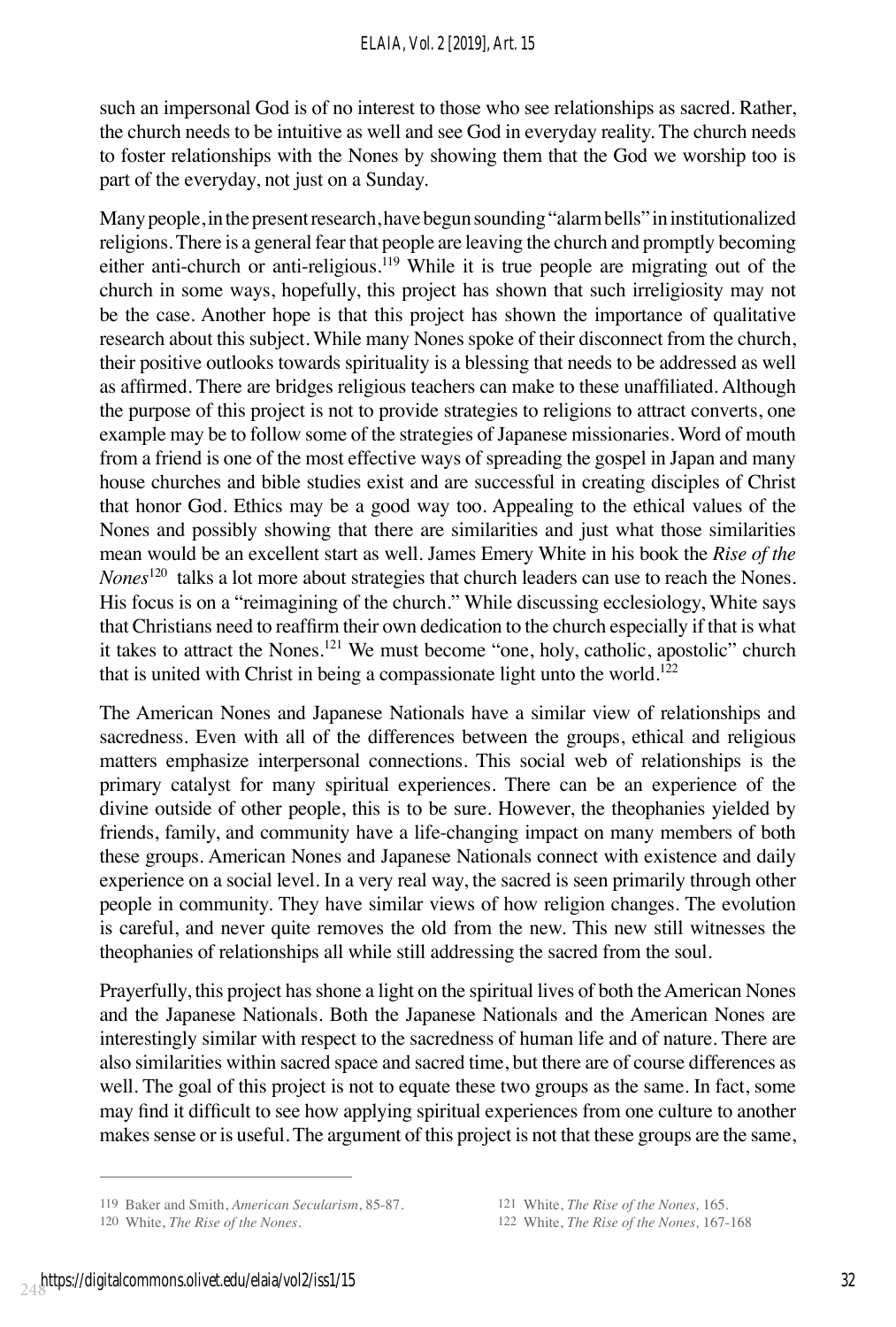such an impersonal God is of no interest to those who see relationships as sacred. Rather, the church needs to be intuitive as well and see God in everyday reality. The church needs to foster relationships with the Nones by showing them that the God we worship too is part of the everyday, not just on a Sunday.

Many people, in the present research, have begun sounding "alarm bells" in institutionalized religions. There is a general fear that people are leaving the church and promptly becoming either anti-church or anti-religious.[119] While it is true people are migrating out of the church in some ways, hopefully, this project has shown that such irreligiosity may not be the case. Another hope is that this project has shown the importance of qualitative research about this subject. While many Nones spoke of their disconnect from the church, their positive outlooks towards spirituality is a blessing that needs to be addressed as well as affirmed. There are bridges religious teachers can make to these unaffiliated. Although the purpose of this project is not to provide strategies to religions to attract converts, one example may be to follow some of the strategies of Japanese missionaries. Word of mouth from a friend is one of the most effective ways of spreading the gospel in Japan and many house churches and bible studies exist and are successful in creating disciples of Christ that honor God. Ethics may be a good way too. Appealing to the ethical values of the Nones and possibly showing that there are similarities and just what those similarities mean would be an excellent start as well. James Emery White in his book the *Rise of the Nones*[120] talks a lot more about strategies that church leaders can use to reach the Nones. His focus is on a "reimagining of the church." While discussing ecclesiology, White says that Christians need to reaffirm their own dedication to the church especially if that is what it takes to attract the Nones.[121] We must become "one, holy, catholic, apostolic" church that is united with Christ in being a compassionate light unto the world.[122]

The American Nones and Japanese Nationals have a similar view of relationships and sacredness. Even with all of the differences between the groups, ethical and religious matters emphasize interpersonal connections. This social web of relationships is the primary catalyst for many spiritual experiences. There can be an experience of the divine outside of other people, this is to be sure. However, the theophanies yielded by friends, family, and community have a life-changing impact on many members of both these groups. American Nones and Japanese Nationals connect with existence and daily experience on a social level. In a very real way, the sacred is seen primarily through other people in community. They have similar views of how religion changes. The evolution is careful, and never quite removes the old from the new. This new still witnesses the theophanies of relationships all while still addressing the sacred from the soul.

Prayerfully, this project has shone a light on the spiritual lives of both the American Nones and the Japanese Nationals. Both the Japanese Nationals and the American Nones are interestingly similar with respect to the sacredness of human life and of nature. There are also similarities within sacred space and sacred time, but there are of course differences as well. The goal of this project is not to equate these two groups as the same. In fact, some may find it difficult to see how applying spiritual experiences from one culture to another makes sense or is useful. The argument of this project is not that these groups are the same,

---

119 Baker and Smith, *American Secularism*, 85-87.

120 White, *The Rise of the Nones*.

121 White, *The Rise of the Nones,* 165.

122 White, *The Rise of the Nones,* 167-168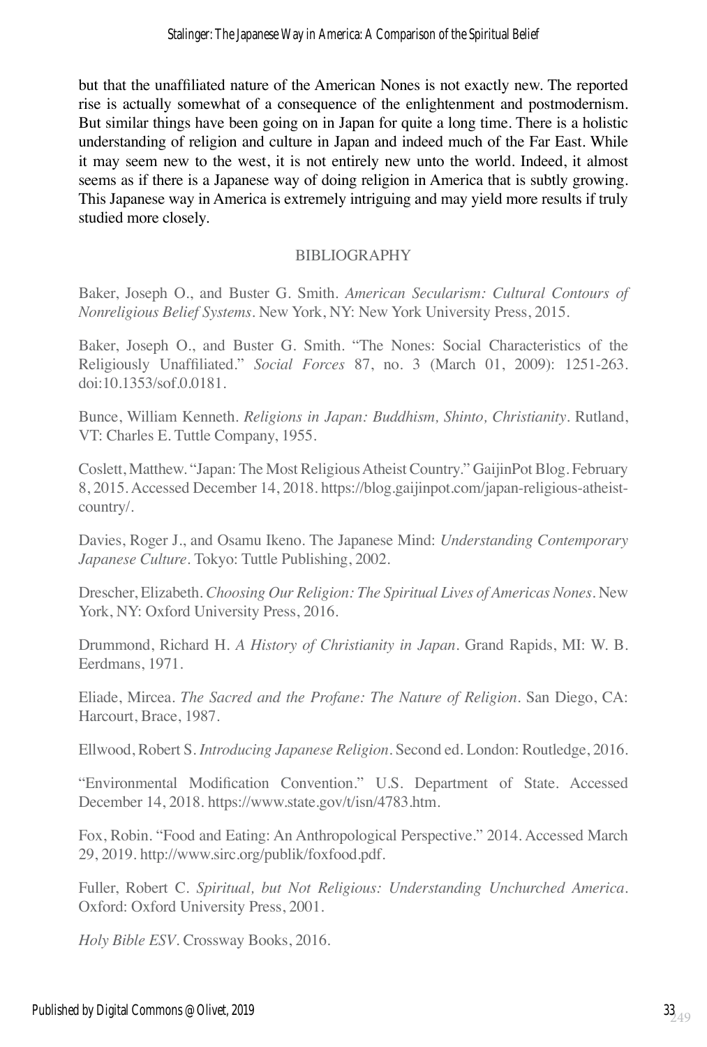but that the unaffiliated nature of the American Nones is not exactly new. The reported rise is actually somewhat of a consequence of the enlightenment and postmodernism. But similar things have been going on in Japan for quite a long time. There is a holistic understanding of religion and culture in Japan and indeed much of the Far East. While it may seem new to the west, it is not entirely new unto the world. Indeed, it almost seems as if there is a Japanese way of doing religion in America that is subtly growing. This Japanese way in America is extremely intriguing and may yield more results if truly studied more closely.

## BIBLIOGRAPHY

Baker, Joseph O., and Buster G. Smith. *American Secularism: Cultural Contours of Nonreligious Belief Systems*. New York, NY: New York University Press, 2015.

Baker, Joseph O., and Buster G. Smith. "The Nones: Social Characteristics of the Religiously Unaffiliated." *Social Forces* 87, no. 3 (March 01, 2009): 1251-263. doi:10.1353/sof.0.0181.

Bunce, William Kenneth. *Religions in Japan: Buddhism, Shinto, Christianity*. Rutland, VT: Charles E. Tuttle Company, 1955.

Coslett, Matthew. "Japan: The Most Religious Atheist Country." GaijinPot Blog. February 8, 2015. Accessed December 14, 2018. https://blog.gaijinpot.com/japan-religious-atheist-country/.

Davies, Roger J., and Osamu Ikeno. The Japanese Mind: *Understanding Contemporary Japanese Culture*. Tokyo: Tuttle Publishing, 2002.

Drescher, Elizabeth. *Choosing Our Religion: The Spiritual Lives of Americas Nones*. New York, NY: Oxford University Press, 2016.

Drummond, Richard H. *A History of Christianity in Japan*. Grand Rapids, MI: W. B. Eerdmans, 1971.

Eliade, Mircea. *The Sacred and the Profane: The Nature of Religion*. San Diego, CA: Harcourt, Brace, 1987.

Ellwood, Robert S. *Introducing Japanese Religion*. Second ed. London: Routledge, 2016.

"Environmental Modification Convention." U.S. Department of State. Accessed December 14, 2018. https://www.state.gov/t/isn/4783.htm.

Fox, Robin. "Food and Eating: An Anthropological Perspective." 2014. Accessed March 29, 2019. http://www.sirc.org/publik/foxfood.pdf.

Fuller, Robert C. *Spiritual, but Not Religious: Understanding Unchurched America*. Oxford: Oxford University Press, 2001.

*Holy Bible ESV*. Crossway Books, 2016.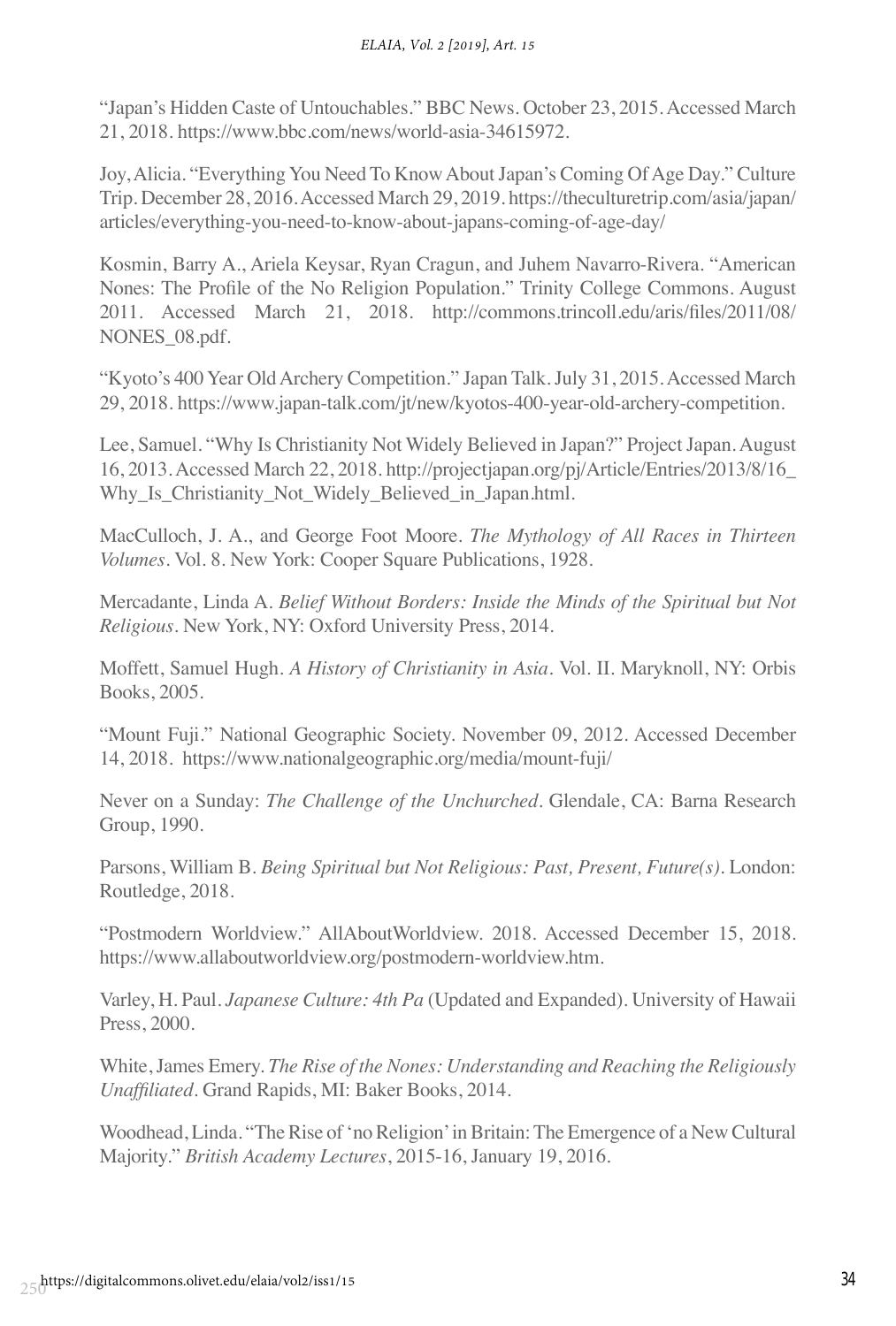"Japan's Hidden Caste of Untouchables." BBC News. October 23, 2015. Accessed March 21, 2018. https://www.bbc.com/news/world-asia-34615972.

Joy, Alicia. "Everything You Need To Know About Japan's Coming Of Age Day." Culture Trip. December 28, 2016. Accessed March 29, 2019. https://theculturetrip.com/asia/japan/articles/everything-you-need-to-know-about-japans-coming-of-age-day/

Kosmin, Barry A., Ariela Keysar, Ryan Cragun, and Juhem Navarro-Rivera. "American Nones: The Profile of the No Religion Population." Trinity College Commons. August 2011. Accessed March 21, 2018. http://commons.trincoll.edu/aris/files/2011/08/NONES_08.pdf.

"Kyoto's 400 Year Old Archery Competition." Japan Talk. July 31, 2015. Accessed March 29, 2018. https://www.japan-talk.com/jt/new/kyotos-400-year-old-archery-competition.

Lee, Samuel. "Why Is Christianity Not Widely Believed in Japan?" Project Japan. August 16, 2013. Accessed March 22, 2018. http://projectjapan.org/pj/Article/Entries/2013/8/16_Why_Is_Christianity_Not_Widely_Believed_in_Japan.html.

MacCulloch, J. A., and George Foot Moore. *The Mythology of All Races in Thirteen Volumes*. Vol. 8. New York: Cooper Square Publications, 1928.

Mercadante, Linda A. *Belief Without Borders: Inside the Minds of the Spiritual but Not Religious*. New York, NY: Oxford University Press, 2014.

Moffett, Samuel Hugh. *A History of Christianity in Asia*. Vol. II. Maryknoll, NY: Orbis Books, 2005.

"Mount Fuji." National Geographic Society. November 09, 2012. Accessed December 14, 2018. https://www.nationalgeographic.org/media/mount-fuji/

Never on a Sunday: *The Challenge of the Unchurched*. Glendale, CA: Barna Research Group, 1990.

Parsons, William B. *Being Spiritual but Not Religious: Past, Present, Future(s)*. London: Routledge, 2018.

"Postmodern Worldview." AllAboutWorldview. 2018. Accessed December 15, 2018. https://www.allaboutworldview.org/postmodern-worldview.htm.

Varley, H. Paul. *Japanese Culture: 4th Pa* (Updated and Expanded). University of Hawaii Press, 2000.

White, James Emery. *The Rise of the Nones: Understanding and Reaching the Religiously Unaffiliated*. Grand Rapids, MI: Baker Books, 2014.

Woodhead, Linda. "The Rise of 'no Religion' in Britain: The Emergence of a New Cultural Majority." *British Academy Lectures*, 2015-16, January 19, 2016.